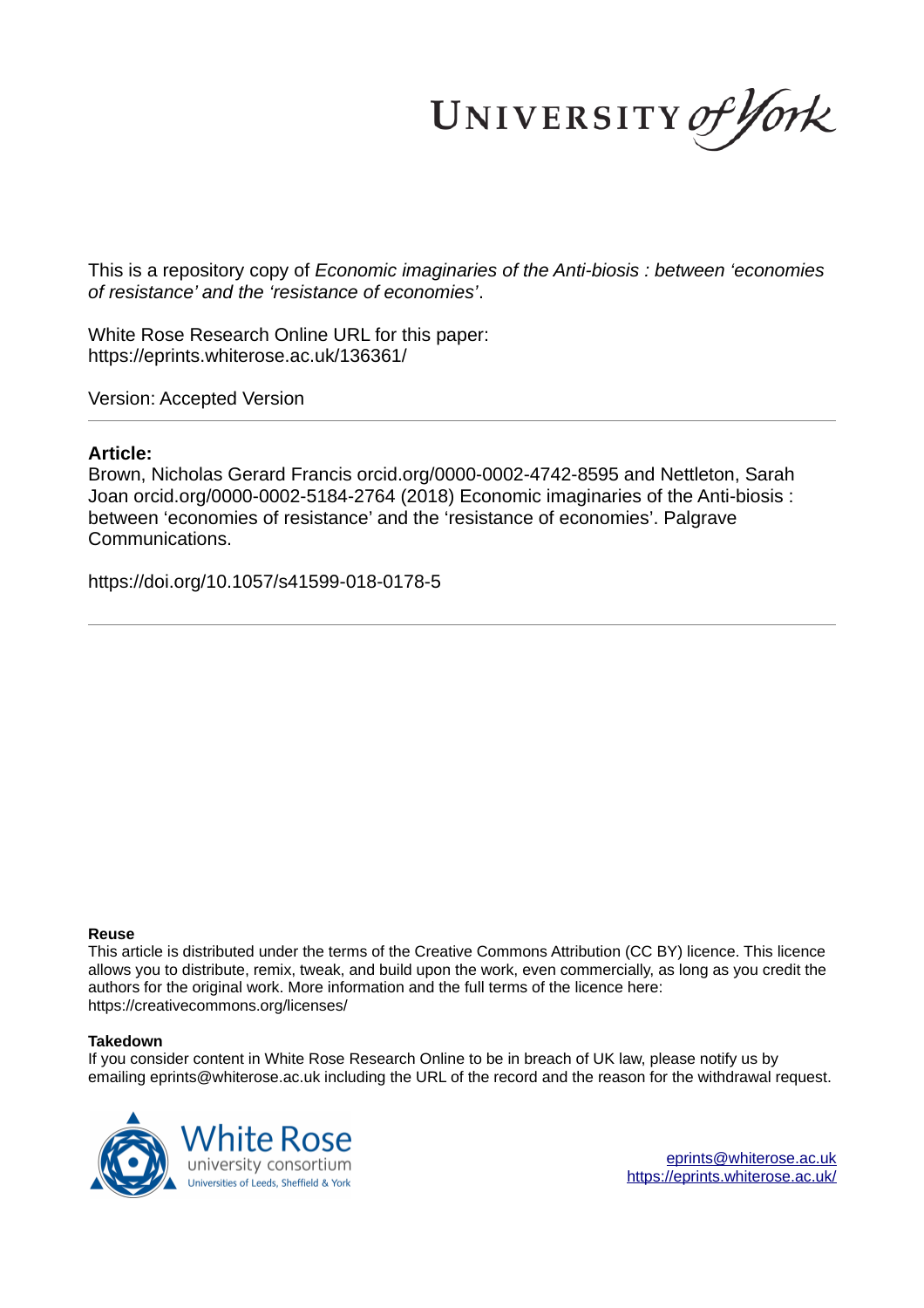UNIVERSITY of York

This is a repository copy of *Economic imaginaries of the Anti-biosis : between 'economies of resistance' and the 'resistance of economies'*.

White Rose Research Online URL for this paper:
https://eprints.whiterose.ac.uk/136361/

Version: Accepted Version

**Article:**

Brown, Nicholas Gerard Francis orcid.org/0000-0002-4742-8595 and Nettleton, Sarah Joan orcid.org/0000-0002-5184-2764 (2018) Economic imaginaries of the Anti-biosis : between 'economies of resistance' and the 'resistance of economies'. Palgrave Communications.

https://doi.org/10.1057/s41599-018-0178-5

**Reuse**

This article is distributed under the terms of the Creative Commons Attribution (CC BY) licence. This licence allows you to distribute, remix, tweak, and build upon the work, even commercially, as long as you credit the authors for the original work. More information and the full terms of the licence here: https://creativecommons.org/licenses/

**Takedown**

If you consider content in White Rose Research Online to be in breach of UK law, please notify us by emailing eprints@whiterose.ac.uk including the URL of the record and the reason for the withdrawal request.

White Rose university consortium
Universities of Leeds, Sheffield & York

eprints@whiterose.ac.uk
https://eprints.whiterose.ac.uk/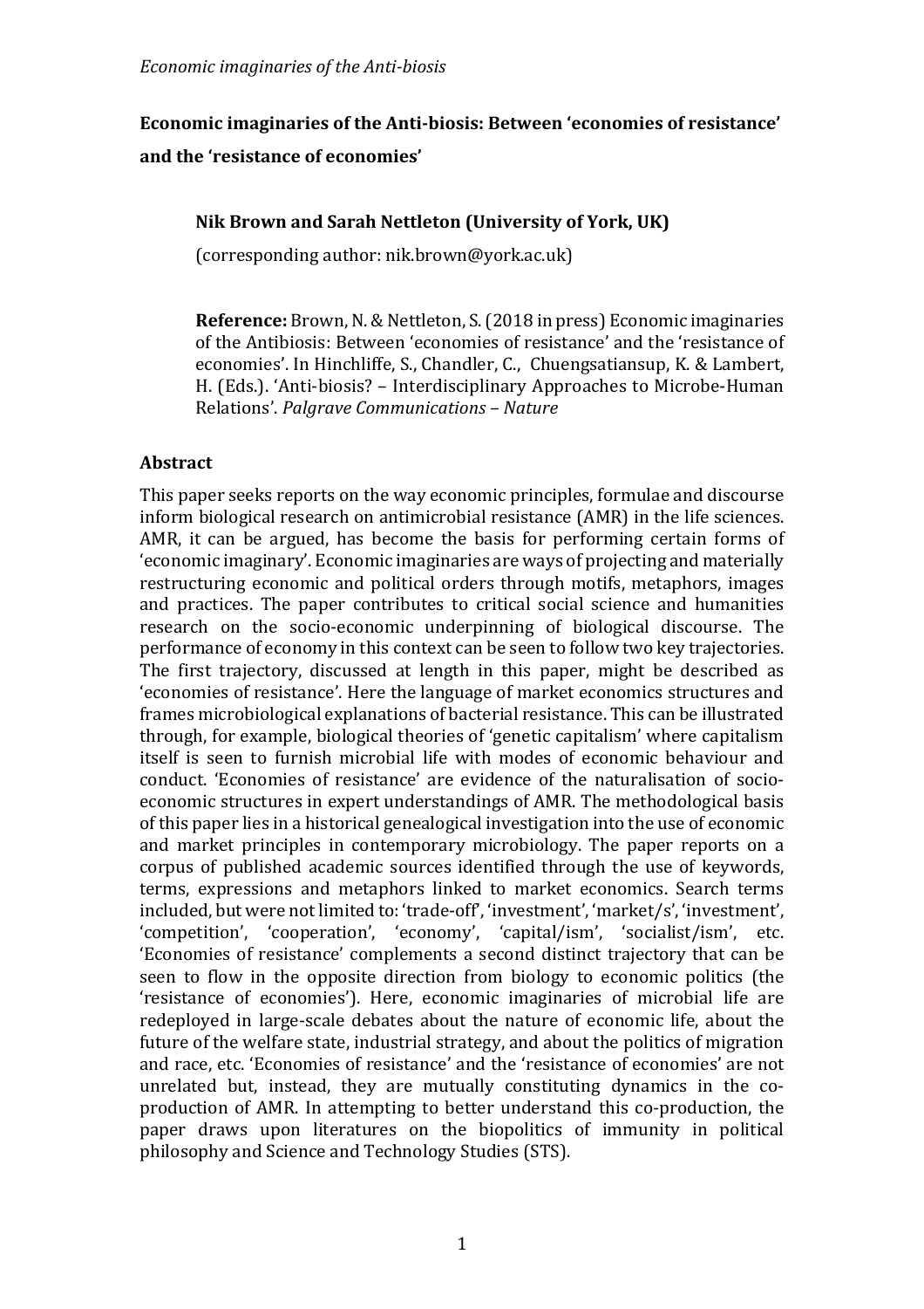**Economic imaginaries of the Anti-biosis: Between 'economies of resistance' and the 'resistance of economies'**

**Nik Brown and Sarah Nettleton (University of York, UK)**

(corresponding author: nik.brown@york.ac.uk)

**Reference:** Brown, N. & Nettleton, S. (2018 in press) Economic imaginaries of the Antibiosis: Between 'economies of resistance' and the 'resistance of economies'. In Hinchliffe, S., Chandler, C., Chuengsatiansup, K. & Lambert, H. (Eds.). 'Anti-biosis? – Interdisciplinary Approaches to Microbe-Human Relations'. *Palgrave Communications – Nature*

## Abstract

This paper seeks reports on the way economic principles, formulae and discourse inform biological research on antimicrobial resistance (AMR) in the life sciences. AMR, it can be argued, has become the basis for performing certain forms of 'economic imaginary'. Economic imaginaries are ways of projecting and materially restructuring economic and political orders through motifs, metaphors, images and practices. The paper contributes to critical social science and humanities research on the socio-economic underpinning of biological discourse. The performance of economy in this context can be seen to follow two key trajectories. The first trajectory, discussed at length in this paper, might be described as 'economies of resistance'. Here the language of market economics structures and frames microbiological explanations of bacterial resistance. This can be illustrated through, for example, biological theories of 'genetic capitalism' where capitalism itself is seen to furnish microbial life with modes of economic behaviour and conduct. 'Economies of resistance' are evidence of the naturalisation of socio-economic structures in expert understandings of AMR. The methodological basis of this paper lies in a historical genealogical investigation into the use of economic and market principles in contemporary microbiology. The paper reports on a corpus of published academic sources identified through the use of keywords, terms, expressions and metaphors linked to market economics. Search terms included, but were not limited to: 'trade-off', 'investment', 'market/s', 'investment', 'competition', 'cooperation', 'economy', 'capital/ism', 'socialist/ism', etc. 'Economies of resistance' complements a second distinct trajectory that can be seen to flow in the opposite direction from biology to economic politics (the 'resistance of economies'). Here, economic imaginaries of microbial life are redeployed in large-scale debates about the nature of economic life, about the future of the welfare state, industrial strategy, and about the politics of migration and race, etc. 'Economies of resistance' and the 'resistance of economies' are not unrelated but, instead, they are mutually constituting dynamics in the co-production of AMR. In attempting to better understand this co-production, the paper draws upon literatures on the biopolitics of immunity in political philosophy and Science and Technology Studies (STS).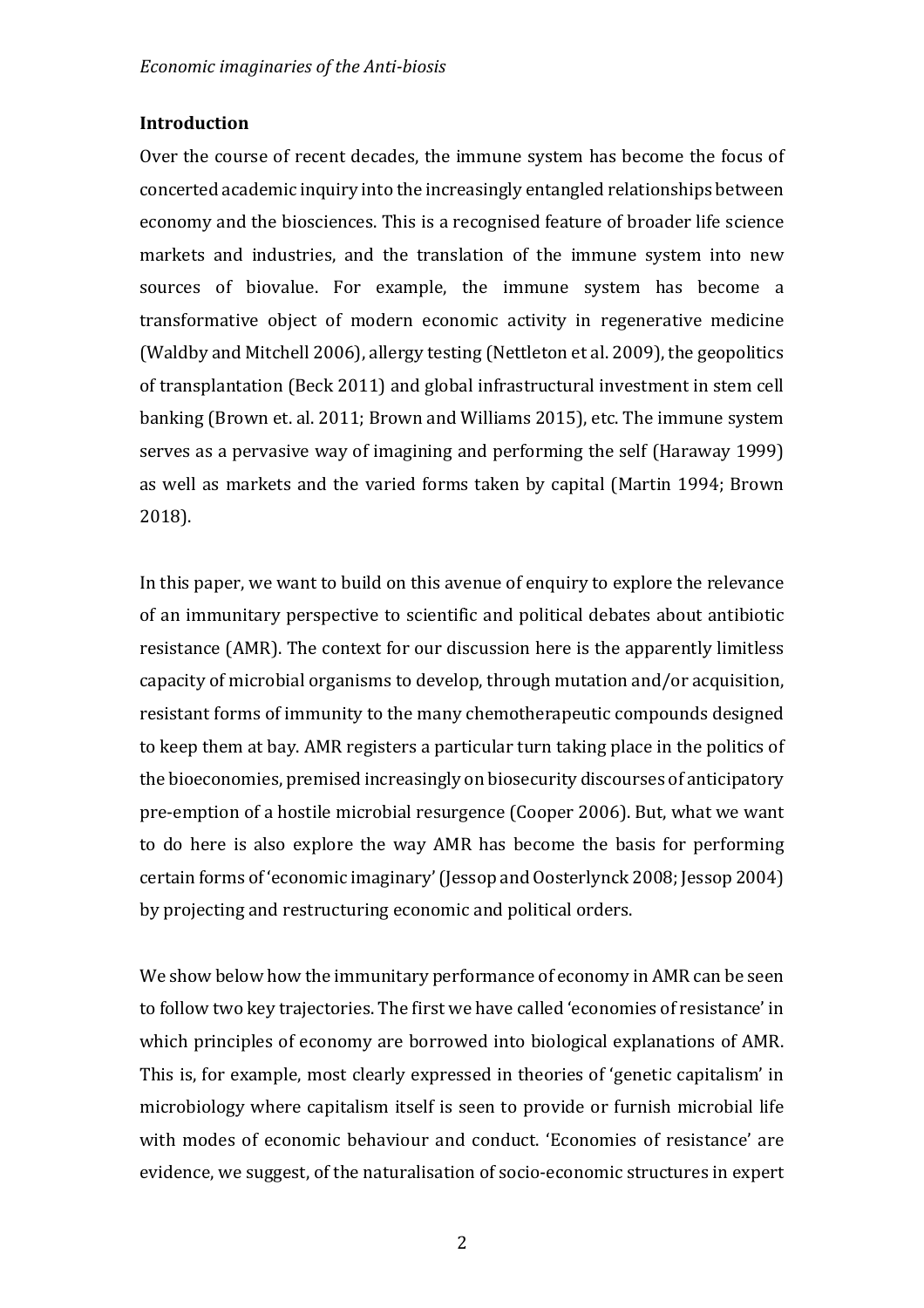## Introduction

Over the course of recent decades, the immune system has become the focus of concerted academic inquiry into the increasingly entangled relationships between economy and the biosciences. This is a recognised feature of broader life science markets and industries, and the translation of the immune system into new sources of biovalue. For example, the immune system has become a transformative object of modern economic activity in regenerative medicine (Waldby and Mitchell 2006), allergy testing (Nettleton et al. 2009), the geopolitics of transplantation (Beck 2011) and global infrastructural investment in stem cell banking (Brown et. al. 2011; Brown and Williams 2015), etc. The immune system serves as a pervasive way of imagining and performing the self (Haraway 1999) as well as markets and the varied forms taken by capital (Martin 1994; Brown 2018).

In this paper, we want to build on this avenue of enquiry to explore the relevance of an immunitary perspective to scientific and political debates about antibiotic resistance (AMR). The context for our discussion here is the apparently limitless capacity of microbial organisms to develop, through mutation and/or acquisition, resistant forms of immunity to the many chemotherapeutic compounds designed to keep them at bay. AMR registers a particular turn taking place in the politics of the bioeconomies, premised increasingly on biosecurity discourses of anticipatory pre-emption of a hostile microbial resurgence (Cooper 2006). But, what we want to do here is also explore the way AMR has become the basis for performing certain forms of 'economic imaginary' (Jessop and Oosterlynck 2008; Jessop 2004) by projecting and restructuring economic and political orders.

We show below how the immunitary performance of economy in AMR can be seen to follow two key trajectories. The first we have called 'economies of resistance' in which principles of economy are borrowed into biological explanations of AMR. This is, for example, most clearly expressed in theories of 'genetic capitalism' in microbiology where capitalism itself is seen to provide or furnish microbial life with modes of economic behaviour and conduct. 'Economies of resistance' are evidence, we suggest, of the naturalisation of socio-economic structures in expert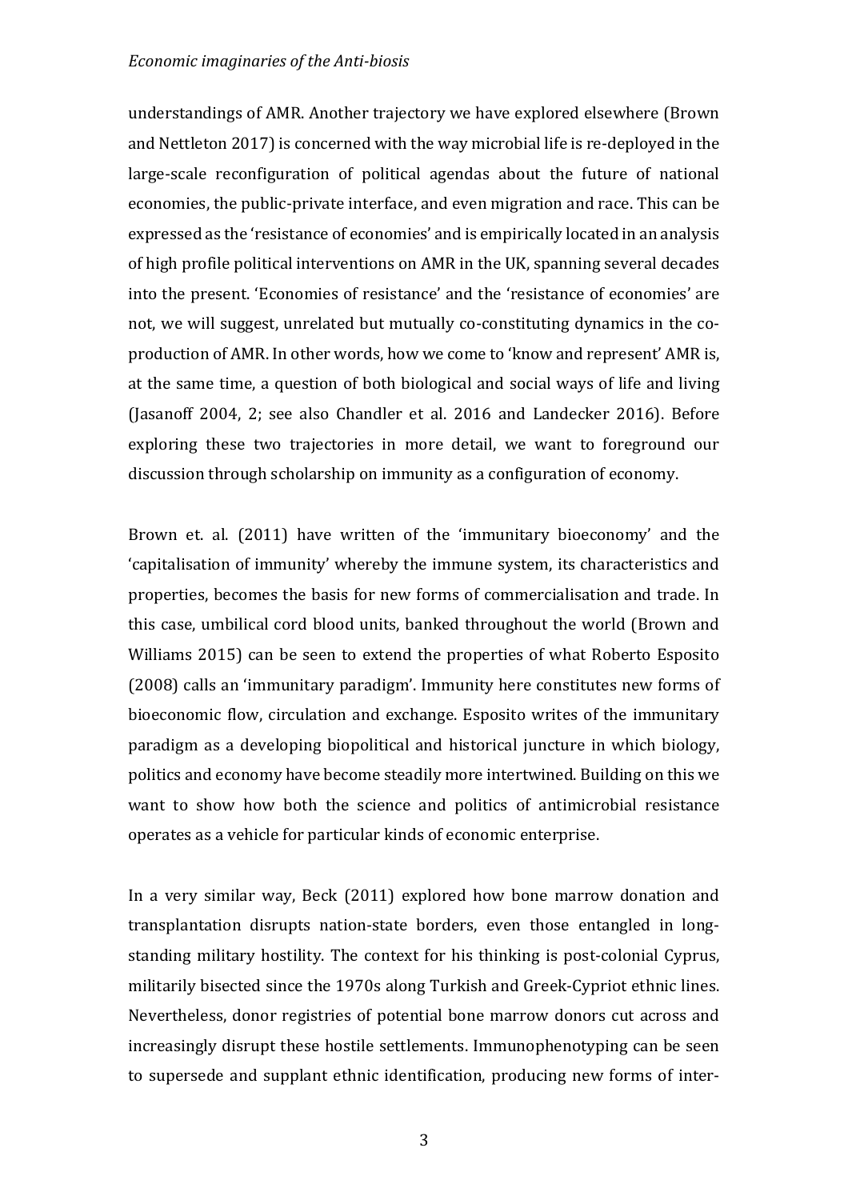understandings of AMR. Another trajectory we have explored elsewhere (Brown and Nettleton 2017) is concerned with the way microbial life is re-deployed in the large-scale reconfiguration of political agendas about the future of national economies, the public-private interface, and even migration and race. This can be expressed as the 'resistance of economies' and is empirically located in an analysis of high profile political interventions on AMR in the UK, spanning several decades into the present. 'Economies of resistance' and the 'resistance of economies' are not, we will suggest, unrelated but mutually co-constituting dynamics in the co-production of AMR. In other words, how we come to 'know and represent' AMR is, at the same time, a question of both biological and social ways of life and living (Jasanoff 2004, 2; see also Chandler et al. 2016 and Landecker 2016). Before exploring these two trajectories in more detail, we want to foreground our discussion through scholarship on immunity as a configuration of economy.

Brown et. al. (2011) have written of the 'immunitary bioeconomy' and the 'capitalisation of immunity' whereby the immune system, its characteristics and properties, becomes the basis for new forms of commercialisation and trade. In this case, umbilical cord blood units, banked throughout the world (Brown and Williams 2015) can be seen to extend the properties of what Roberto Esposito (2008) calls an 'immunitary paradigm'. Immunity here constitutes new forms of bioeconomic flow, circulation and exchange. Esposito writes of the immunitary paradigm as a developing biopolitical and historical juncture in which biology, politics and economy have become steadily more intertwined. Building on this we want to show how both the science and politics of antimicrobial resistance operates as a vehicle for particular kinds of economic enterprise.

In a very similar way, Beck (2011) explored how bone marrow donation and transplantation disrupts nation-state borders, even those entangled in long-standing military hostility. The context for his thinking is post-colonial Cyprus, militarily bisected since the 1970s along Turkish and Greek-Cypriot ethnic lines. Nevertheless, donor registries of potential bone marrow donors cut across and increasingly disrupt these hostile settlements. Immunophenotyping can be seen to supersede and supplant ethnic identification, producing new forms of inter-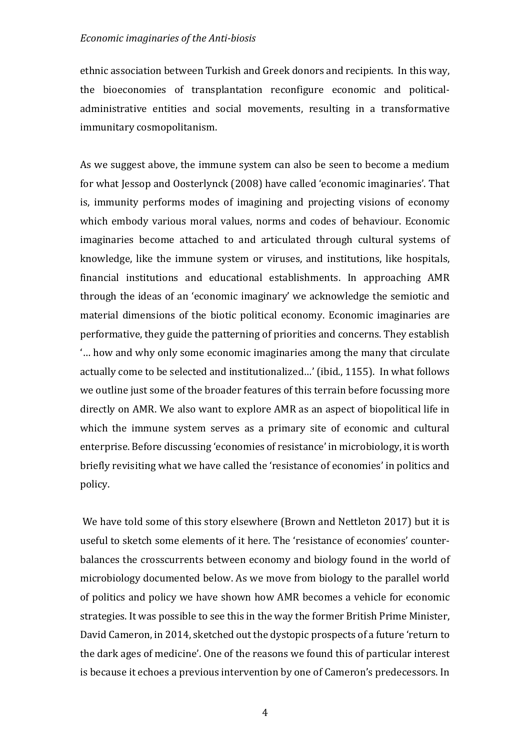ethnic association between Turkish and Greek donors and recipients. In this way, the bioeconomies of transplantation reconfigure economic and political-administrative entities and social movements, resulting in a transformative immunitary cosmopolitanism.

As we suggest above, the immune system can also be seen to become a medium for what Jessop and Oosterlynck (2008) have called 'economic imaginaries'. That is, immunity performs modes of imagining and projecting visions of economy which embody various moral values, norms and codes of behaviour. Economic imaginaries become attached to and articulated through cultural systems of knowledge, like the immune system or viruses, and institutions, like hospitals, financial institutions and educational establishments. In approaching AMR through the ideas of an 'economic imaginary' we acknowledge the semiotic and material dimensions of the biotic political economy. Economic imaginaries are performative, they guide the patterning of priorities and concerns. They establish '… how and why only some economic imaginaries among the many that circulate actually come to be selected and institutionalized…' (ibid., 1155). In what follows we outline just some of the broader features of this terrain before focussing more directly on AMR. We also want to explore AMR as an aspect of biopolitical life in which the immune system serves as a primary site of economic and cultural enterprise. Before discussing 'economies of resistance' in microbiology, it is worth briefly revisiting what we have called the 'resistance of economies' in politics and policy.

We have told some of this story elsewhere (Brown and Nettleton 2017) but it is useful to sketch some elements of it here. The 'resistance of economies' counter-balances the crosscurrents between economy and biology found in the world of microbiology documented below. As we move from biology to the parallel world of politics and policy we have shown how AMR becomes a vehicle for economic strategies. It was possible to see this in the way the former British Prime Minister, David Cameron, in 2014, sketched out the dystopic prospects of a future 'return to the dark ages of medicine'. One of the reasons we found this of particular interest is because it echoes a previous intervention by one of Cameron's predecessors. In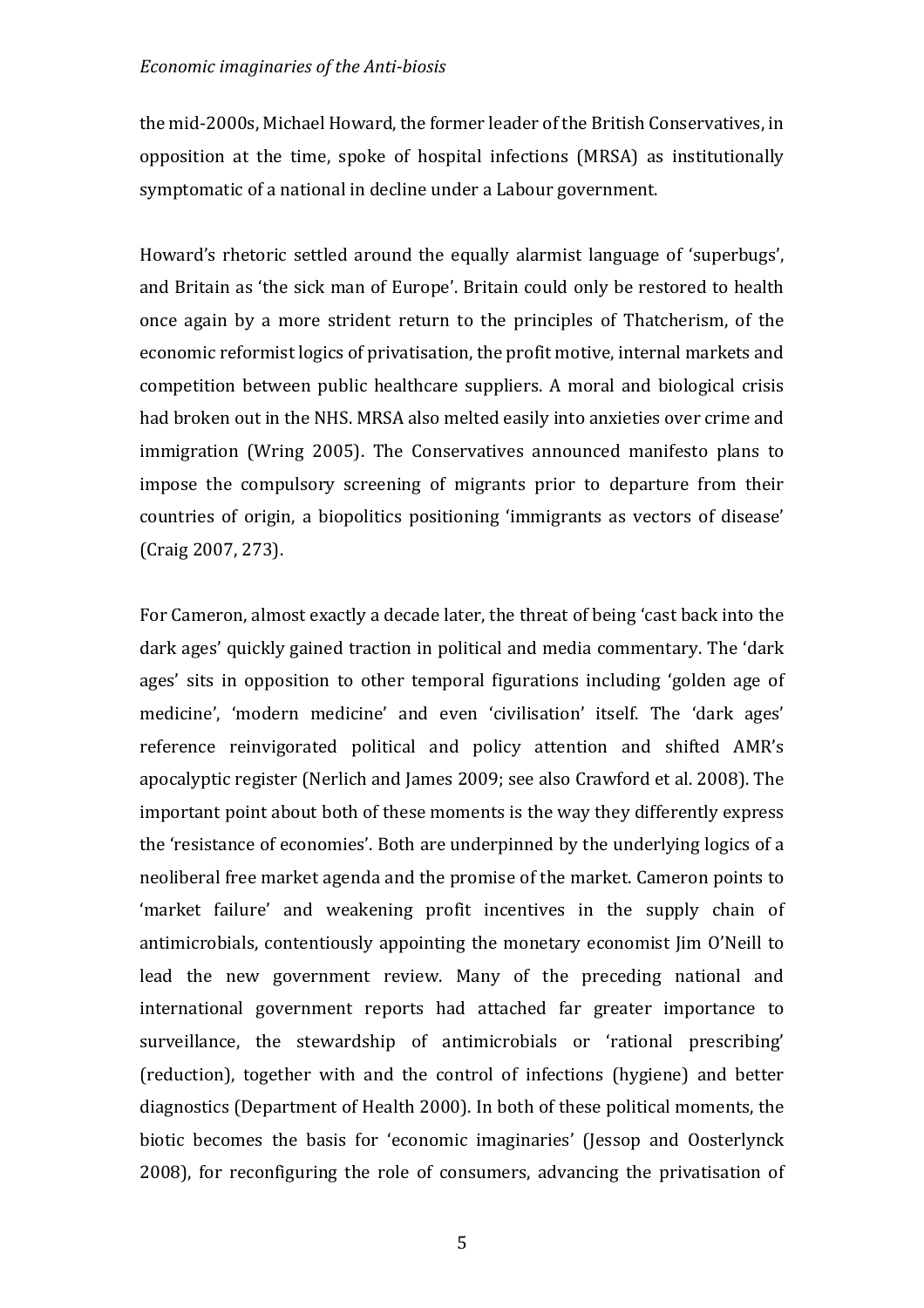the mid-2000s, Michael Howard, the former leader of the British Conservatives, in opposition at the time, spoke of hospital infections (MRSA) as institutionally symptomatic of a national in decline under a Labour government.

Howard's rhetoric settled around the equally alarmist language of 'superbugs', and Britain as 'the sick man of Europe'. Britain could only be restored to health once again by a more strident return to the principles of Thatcherism, of the economic reformist logics of privatisation, the profit motive, internal markets and competition between public healthcare suppliers. A moral and biological crisis had broken out in the NHS. MRSA also melted easily into anxieties over crime and immigration (Wring 2005). The Conservatives announced manifesto plans to impose the compulsory screening of migrants prior to departure from their countries of origin, a biopolitics positioning 'immigrants as vectors of disease' (Craig 2007, 273).

For Cameron, almost exactly a decade later, the threat of being 'cast back into the dark ages' quickly gained traction in political and media commentary. The 'dark ages' sits in opposition to other temporal figurations including 'golden age of medicine', 'modern medicine' and even 'civilisation' itself. The 'dark ages' reference reinvigorated political and policy attention and shifted AMR's apocalyptic register (Nerlich and James 2009; see also Crawford et al. 2008). The important point about both of these moments is the way they differently express the 'resistance of economies'. Both are underpinned by the underlying logics of a neoliberal free market agenda and the promise of the market. Cameron points to 'market failure' and weakening profit incentives in the supply chain of antimicrobials, contentiously appointing the monetary economist Jim O'Neill to lead the new government review. Many of the preceding national and international government reports had attached far greater importance to surveillance, the stewardship of antimicrobials or 'rational prescribing' (reduction), together with and the control of infections (hygiene) and better diagnostics (Department of Health 2000). In both of these political moments, the biotic becomes the basis for 'economic imaginaries' (Jessop and Oosterlynck 2008), for reconfiguring the role of consumers, advancing the privatisation of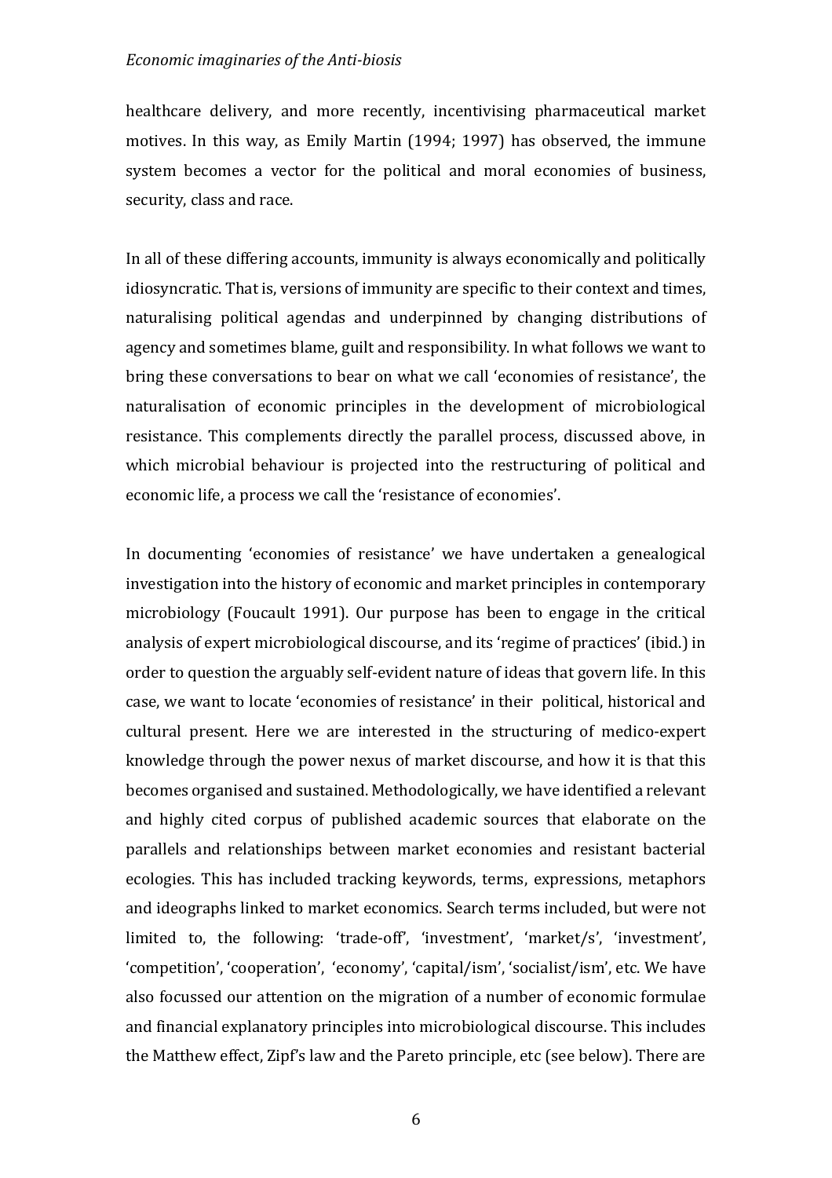healthcare delivery, and more recently, incentivising pharmaceutical market motives. In this way, as Emily Martin (1994; 1997) has observed, the immune system becomes a vector for the political and moral economies of business, security, class and race.

In all of these differing accounts, immunity is always economically and politically idiosyncratic. That is, versions of immunity are specific to their context and times, naturalising political agendas and underpinned by changing distributions of agency and sometimes blame, guilt and responsibility. In what follows we want to bring these conversations to bear on what we call 'economies of resistance', the naturalisation of economic principles in the development of microbiological resistance. This complements directly the parallel process, discussed above, in which microbial behaviour is projected into the restructuring of political and economic life, a process we call the 'resistance of economies'.

In documenting 'economies of resistance' we have undertaken a genealogical investigation into the history of economic and market principles in contemporary microbiology (Foucault 1991). Our purpose has been to engage in the critical analysis of expert microbiological discourse, and its 'regime of practices' (ibid.) in order to question the arguably self-evident nature of ideas that govern life. In this case, we want to locate 'economies of resistance' in their political, historical and cultural present. Here we are interested in the structuring of medico-expert knowledge through the power nexus of market discourse, and how it is that this becomes organised and sustained. Methodologically, we have identified a relevant and highly cited corpus of published academic sources that elaborate on the parallels and relationships between market economies and resistant bacterial ecologies. This has included tracking keywords, terms, expressions, metaphors and ideographs linked to market economics. Search terms included, but were not limited to, the following: 'trade-off', 'investment', 'market/s', 'investment', 'competition', 'cooperation', 'economy', 'capital/ism', 'socialist/ism', etc. We have also focussed our attention on the migration of a number of economic formulae and financial explanatory principles into microbiological discourse. This includes the Matthew effect, Zipf's law and the Pareto principle, etc (see below). There are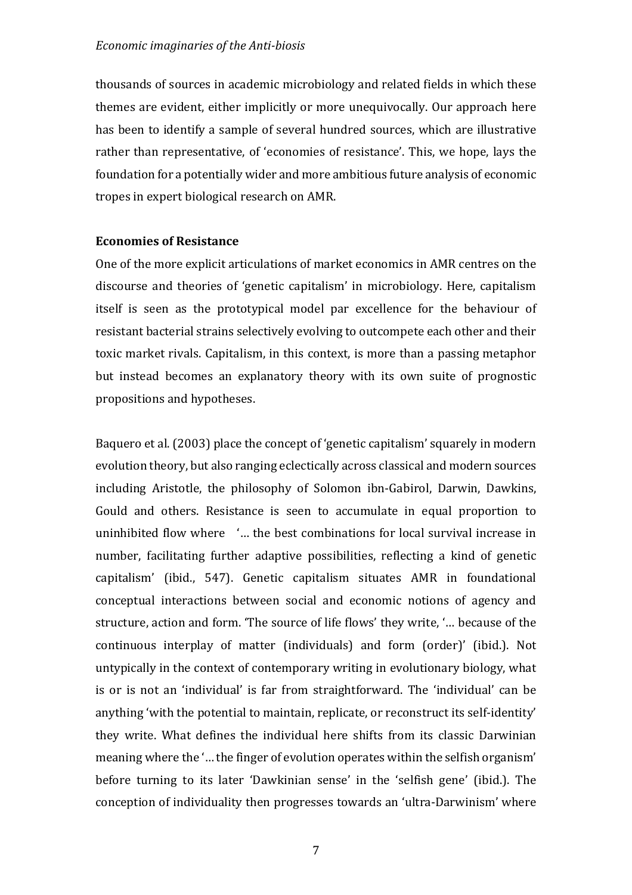thousands of sources in academic microbiology and related fields in which these themes are evident, either implicitly or more unequivocally. Our approach here has been to identify a sample of several hundred sources, which are illustrative rather than representative, of 'economies of resistance'. This, we hope, lays the foundation for a potentially wider and more ambitious future analysis of economic tropes in expert biological research on AMR.

**Economies of Resistance**

One of the more explicit articulations of market economics in AMR centres on the discourse and theories of 'genetic capitalism' in microbiology. Here, capitalism itself is seen as the prototypical model par excellence for the behaviour of resistant bacterial strains selectively evolving to outcompete each other and their toxic market rivals. Capitalism, in this context, is more than a passing metaphor but instead becomes an explanatory theory with its own suite of prognostic propositions and hypotheses.

Baquero et al. (2003) place the concept of 'genetic capitalism' squarely in modern evolution theory, but also ranging eclectically across classical and modern sources including Aristotle, the philosophy of Solomon ibn-Gabirol, Darwin, Dawkins, Gould and others. Resistance is seen to accumulate in equal proportion to uninhibited flow where '… the best combinations for local survival increase in number, facilitating further adaptive possibilities, reflecting a kind of genetic capitalism' (ibid., 547). Genetic capitalism situates AMR in foundational conceptual interactions between social and economic notions of agency and structure, action and form. 'The source of life flows' they write, '… because of the continuous interplay of matter (individuals) and form (order)' (ibid.). Not untypically in the context of contemporary writing in evolutionary biology, what is or is not an 'individual' is far from straightforward. The 'individual' can be anything 'with the potential to maintain, replicate, or reconstruct its self-identity' they write. What defines the individual here shifts from its classic Darwinian meaning where the '… the finger of evolution operates within the selfish organism' before turning to its later 'Dawkinian sense' in the 'selfish gene' (ibid.). The conception of individuality then progresses towards an 'ultra-Darwinism' where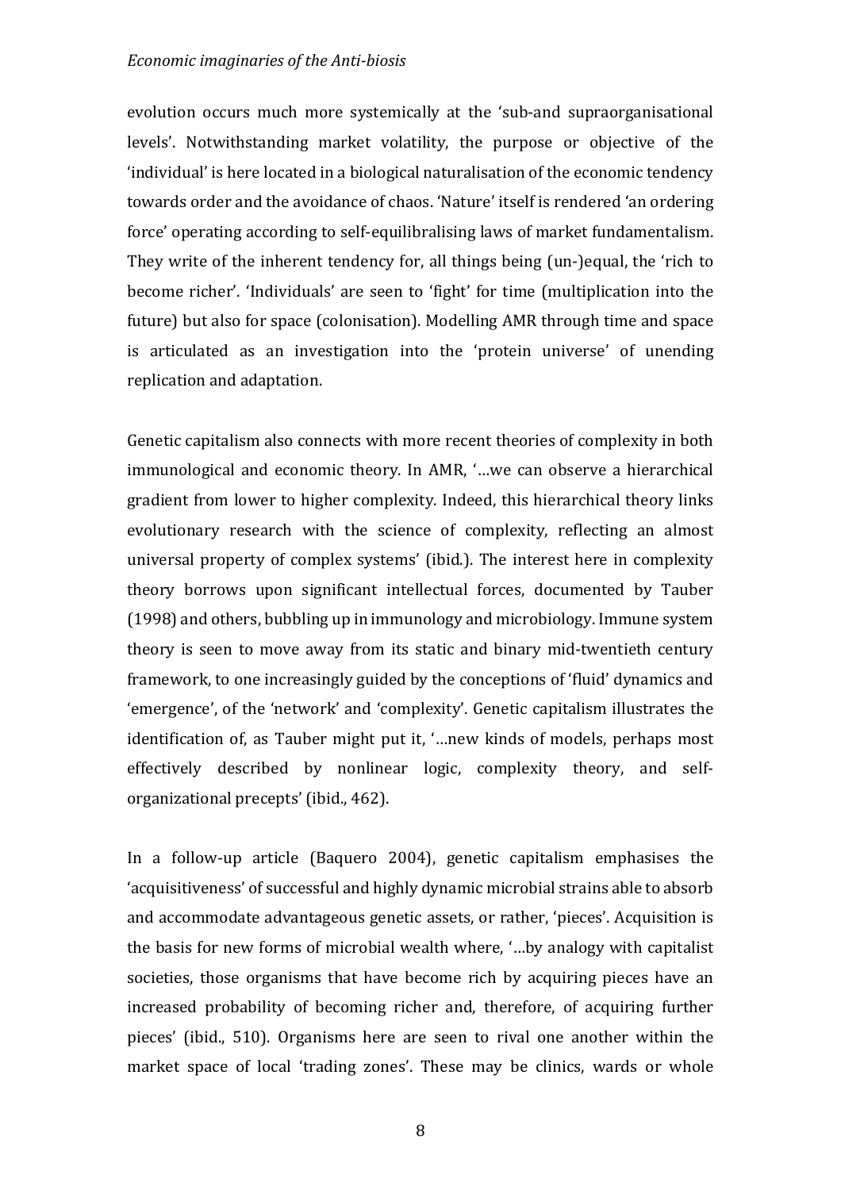evolution occurs much more systemically at the 'sub-and supraorganisational levels'. Notwithstanding market volatility, the purpose or objective of the 'individual' is here located in a biological naturalisation of the economic tendency towards order and the avoidance of chaos. 'Nature' itself is rendered 'an ordering force' operating according to self-equilibralising laws of market fundamentalism. They write of the inherent tendency for, all things being (un-)equal, the 'rich to become richer'. 'Individuals' are seen to 'fight' for time (multiplication into the future) but also for space (colonisation). Modelling AMR through time and space is articulated as an investigation into the 'protein universe' of unending replication and adaptation.

Genetic capitalism also connects with more recent theories of complexity in both immunological and economic theory. In AMR, '…we can observe a hierarchical gradient from lower to higher complexity. Indeed, this hierarchical theory links evolutionary research with the science of complexity, reflecting an almost universal property of complex systems' (ibid.). The interest here in complexity theory borrows upon significant intellectual forces, documented by Tauber (1998) and others, bubbling up in immunology and microbiology. Immune system theory is seen to move away from its static and binary mid-twentieth century framework, to one increasingly guided by the conceptions of 'fluid' dynamics and 'emergence', of the 'network' and 'complexity'. Genetic capitalism illustrates the identification of, as Tauber might put it, '…new kinds of models, perhaps most effectively described by nonlinear logic, complexity theory, and self-organizational precepts' (ibid., 462).

In a follow-up article (Baquero 2004), genetic capitalism emphasises the 'acquisitiveness' of successful and highly dynamic microbial strains able to absorb and accommodate advantageous genetic assets, or rather, 'pieces'. Acquisition is the basis for new forms of microbial wealth where, '…by analogy with capitalist societies, those organisms that have become rich by acquiring pieces have an increased probability of becoming richer and, therefore, of acquiring further pieces' (ibid., 510). Organisms here are seen to rival one another within the market space of local 'trading zones'. These may be clinics, wards or whole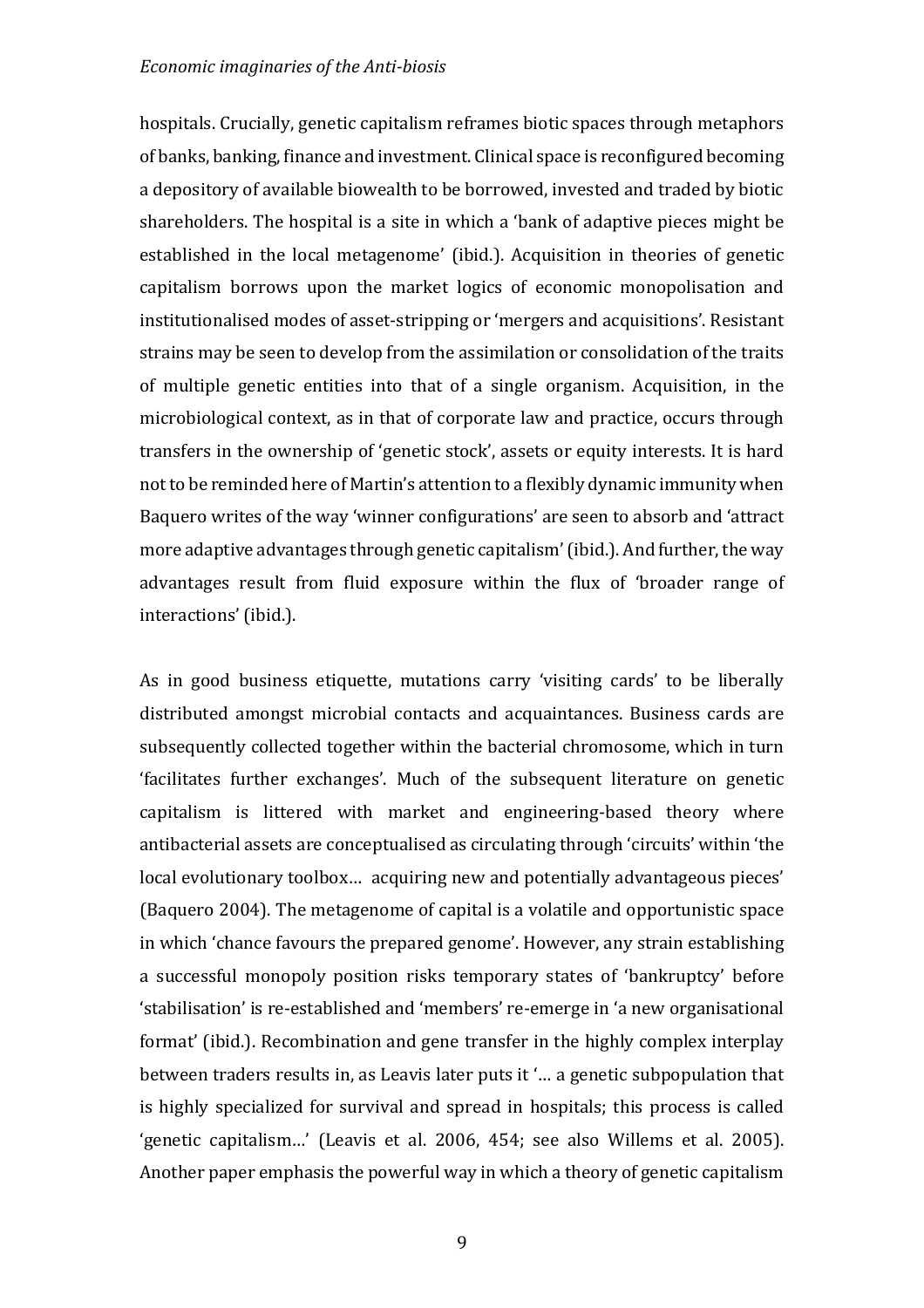hospitals. Crucially, genetic capitalism reframes biotic spaces through metaphors of banks, banking, finance and investment. Clinical space is reconfigured becoming a depository of available biowealth to be borrowed, invested and traded by biotic shareholders. The hospital is a site in which a 'bank of adaptive pieces might be established in the local metagenome' (ibid.). Acquisition in theories of genetic capitalism borrows upon the market logics of economic monopolisation and institutionalised modes of asset-stripping or 'mergers and acquisitions'. Resistant strains may be seen to develop from the assimilation or consolidation of the traits of multiple genetic entities into that of a single organism. Acquisition, in the microbiological context, as in that of corporate law and practice, occurs through transfers in the ownership of 'genetic stock', assets or equity interests. It is hard not to be reminded here of Martin's attention to a flexibly dynamic immunity when Baquero writes of the way 'winner configurations' are seen to absorb and 'attract more adaptive advantages through genetic capitalism' (ibid.). And further, the way advantages result from fluid exposure within the flux of 'broader range of interactions' (ibid.).

As in good business etiquette, mutations carry 'visiting cards' to be liberally distributed amongst microbial contacts and acquaintances. Business cards are subsequently collected together within the bacterial chromosome, which in turn 'facilitates further exchanges'. Much of the subsequent literature on genetic capitalism is littered with market and engineering-based theory where antibacterial assets are conceptualised as circulating through 'circuits' within 'the local evolutionary toolbox… acquiring new and potentially advantageous pieces' (Baquero 2004). The metagenome of capital is a volatile and opportunistic space in which 'chance favours the prepared genome'. However, any strain establishing a successful monopoly position risks temporary states of 'bankruptcy' before 'stabilisation' is re-established and 'members' re-emerge in 'a new organisational format' (ibid.). Recombination and gene transfer in the highly complex interplay between traders results in, as Leavis later puts it '… a genetic subpopulation that is highly specialized for survival and spread in hospitals; this process is called 'genetic capitalism…' (Leavis et al. 2006, 454; see also Willems et al. 2005). Another paper emphasis the powerful way in which a theory of genetic capitalism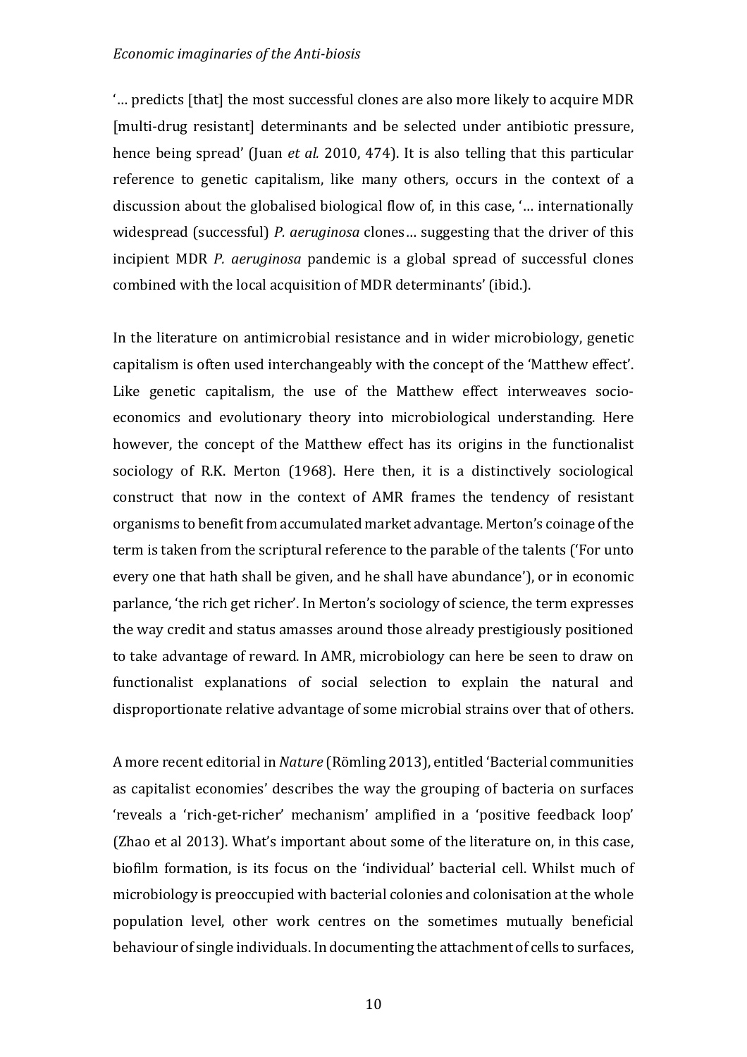'… predicts [that] the most successful clones are also more likely to acquire MDR [multi-drug resistant] determinants and be selected under antibiotic pressure, hence being spread' (Juan *et al.* 2010, 474). It is also telling that this particular reference to genetic capitalism, like many others, occurs in the context of a discussion about the globalised biological flow of, in this case, '… internationally widespread (successful) *P. aeruginosa* clones… suggesting that the driver of this incipient MDR *P. aeruginosa* pandemic is a global spread of successful clones combined with the local acquisition of MDR determinants' (ibid.).

In the literature on antimicrobial resistance and in wider microbiology, genetic capitalism is often used interchangeably with the concept of the 'Matthew effect'. Like genetic capitalism, the use of the Matthew effect interweaves socio-economics and evolutionary theory into microbiological understanding. Here however, the concept of the Matthew effect has its origins in the functionalist sociology of R.K. Merton (1968). Here then, it is a distinctively sociological construct that now in the context of AMR frames the tendency of resistant organisms to benefit from accumulated market advantage. Merton's coinage of the term is taken from the scriptural reference to the parable of the talents ('For unto every one that hath shall be given, and he shall have abundance'), or in economic parlance, 'the rich get richer'. In Merton's sociology of science, the term expresses the way credit and status amasses around those already prestigiously positioned to take advantage of reward. In AMR, microbiology can here be seen to draw on functionalist explanations of social selection to explain the natural and disproportionate relative advantage of some microbial strains over that of others.

A more recent editorial in *Nature* (Römling 2013), entitled 'Bacterial communities as capitalist economies' describes the way the grouping of bacteria on surfaces 'reveals a 'rich-get-richer' mechanism' amplified in a 'positive feedback loop' (Zhao et al 2013). What's important about some of the literature on, in this case, biofilm formation, is its focus on the 'individual' bacterial cell. Whilst much of microbiology is preoccupied with bacterial colonies and colonisation at the whole population level, other work centres on the sometimes mutually beneficial behaviour of single individuals. In documenting the attachment of cells to surfaces,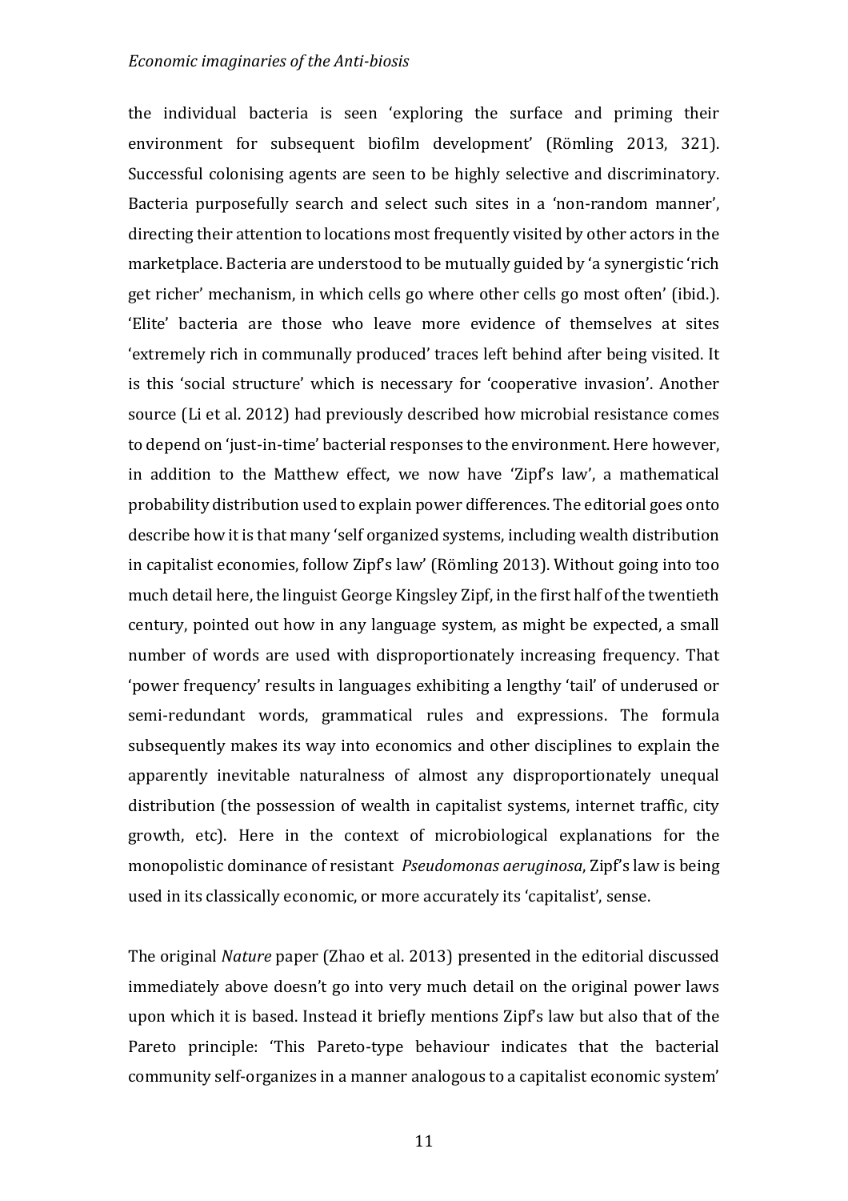the individual bacteria is seen 'exploring the surface and priming their environment for subsequent biofilm development' (Römling 2013, 321). Successful colonising agents are seen to be highly selective and discriminatory. Bacteria purposefully search and select such sites in a 'non-random manner', directing their attention to locations most frequently visited by other actors in the marketplace. Bacteria are understood to be mutually guided by 'a synergistic 'rich get richer' mechanism, in which cells go where other cells go most often' (ibid.). 'Elite' bacteria are those who leave more evidence of themselves at sites 'extremely rich in communally produced' traces left behind after being visited. It is this 'social structure' which is necessary for 'cooperative invasion'. Another source (Li et al. 2012) had previously described how microbial resistance comes to depend on 'just-in-time' bacterial responses to the environment. Here however, in addition to the Matthew effect, we now have 'Zipf's law', a mathematical probability distribution used to explain power differences. The editorial goes onto describe how it is that many 'self organized systems, including wealth distribution in capitalist economies, follow Zipf's law' (Römling 2013). Without going into too much detail here, the linguist George Kingsley Zipf, in the first half of the twentieth century, pointed out how in any language system, as might be expected, a small number of words are used with disproportionately increasing frequency. That 'power frequency' results in languages exhibiting a lengthy 'tail' of underused or semi-redundant words, grammatical rules and expressions. The formula subsequently makes its way into economics and other disciplines to explain the apparently inevitable naturalness of almost any disproportionately unequal distribution (the possession of wealth in capitalist systems, internet traffic, city growth, etc). Here in the context of microbiological explanations for the monopolistic dominance of resistant *Pseudomonas aeruginosa*, Zipf's law is being used in its classically economic, or more accurately its 'capitalist', sense.

The original *Nature* paper (Zhao et al. 2013) presented in the editorial discussed immediately above doesn't go into very much detail on the original power laws upon which it is based. Instead it briefly mentions Zipf's law but also that of the Pareto principle: 'This Pareto-type behaviour indicates that the bacterial community self-organizes in a manner analogous to a capitalist economic system'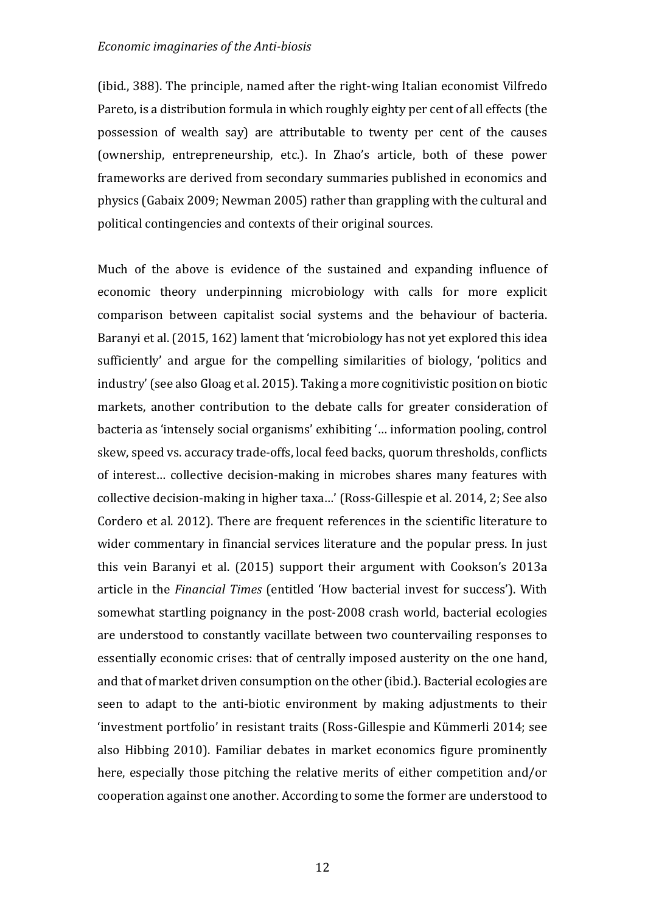(ibid., 388). The principle, named after the right-wing Italian economist Vilfredo Pareto, is a distribution formula in which roughly eighty per cent of all effects (the possession of wealth say) are attributable to twenty per cent of the causes (ownership, entrepreneurship, etc.). In Zhao's article, both of these power frameworks are derived from secondary summaries published in economics and physics (Gabaix 2009; Newman 2005) rather than grappling with the cultural and political contingencies and contexts of their original sources.

Much of the above is evidence of the sustained and expanding influence of economic theory underpinning microbiology with calls for more explicit comparison between capitalist social systems and the behaviour of bacteria. Baranyi et al. (2015, 162) lament that 'microbiology has not yet explored this idea sufficiently' and argue for the compelling similarities of biology, 'politics and industry' (see also Gloag et al. 2015). Taking a more cognitivistic position on biotic markets, another contribution to the debate calls for greater consideration of bacteria as 'intensely social organisms' exhibiting '… information pooling, control skew, speed vs. accuracy trade-offs, local feed backs, quorum thresholds, conflicts of interest… collective decision-making in microbes shares many features with collective decision-making in higher taxa…' (Ross-Gillespie et al. 2014, 2; See also Cordero et al. 2012). There are frequent references in the scientific literature to wider commentary in financial services literature and the popular press. In just this vein Baranyi et al. (2015) support their argument with Cookson's 2013a article in the *Financial Times* (entitled 'How bacterial invest for success'). With somewhat startling poignancy in the post-2008 crash world, bacterial ecologies are understood to constantly vacillate between two countervailing responses to essentially economic crises: that of centrally imposed austerity on the one hand, and that of market driven consumption on the other (ibid.). Bacterial ecologies are seen to adapt to the anti-biotic environment by making adjustments to their 'investment portfolio' in resistant traits (Ross-Gillespie and Kümmerli 2014; see also Hibbing 2010). Familiar debates in market economics figure prominently here, especially those pitching the relative merits of either competition and/or cooperation against one another. According to some the former are understood to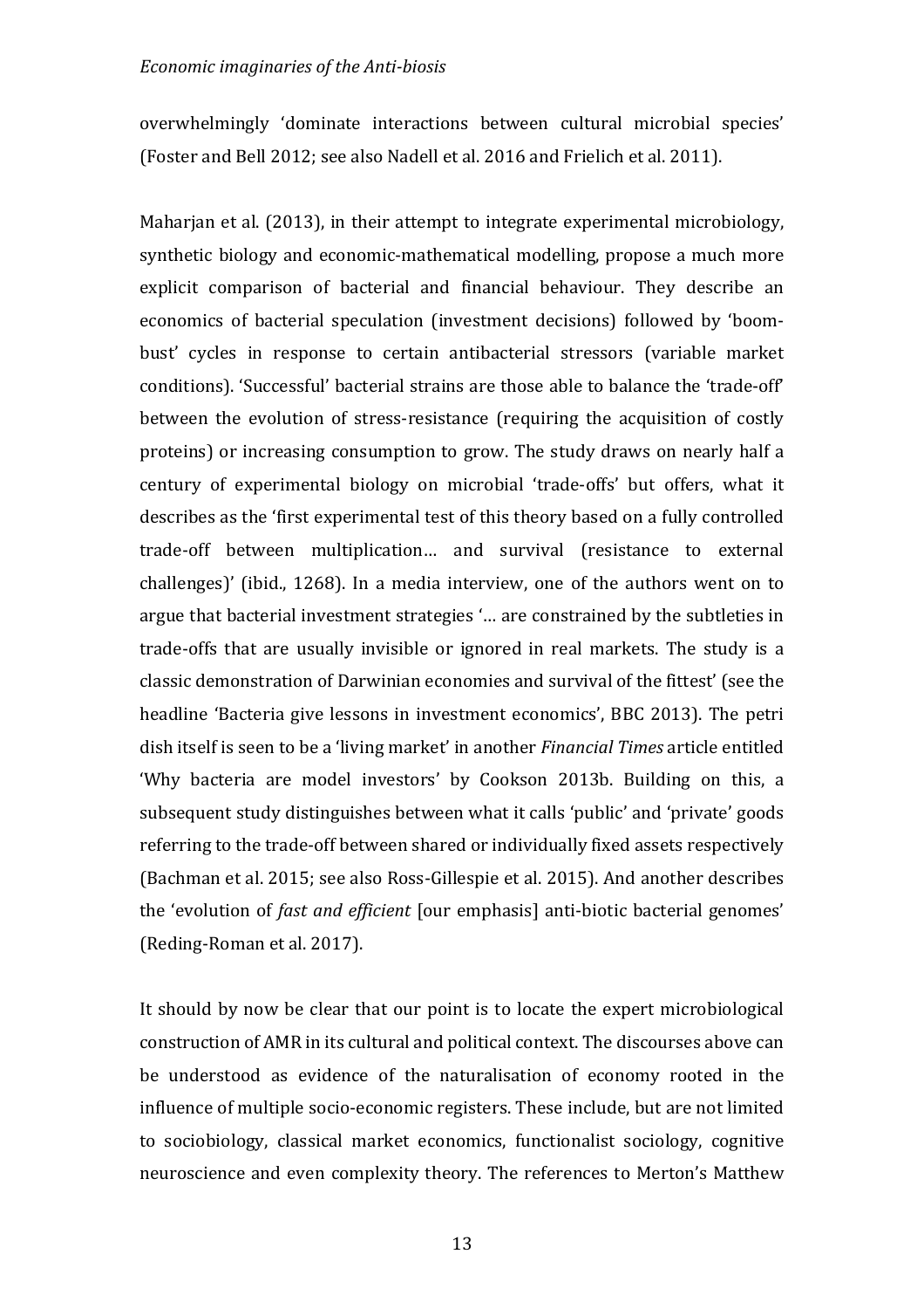overwhelmingly 'dominate interactions between cultural microbial species' (Foster and Bell 2012; see also Nadell et al. 2016 and Frielich et al. 2011).

Maharjan et al. (2013), in their attempt to integrate experimental microbiology, synthetic biology and economic-mathematical modelling, propose a much more explicit comparison of bacterial and financial behaviour. They describe an economics of bacterial speculation (investment decisions) followed by 'boom-bust' cycles in response to certain antibacterial stressors (variable market conditions). 'Successful' bacterial strains are those able to balance the 'trade-off' between the evolution of stress-resistance (requiring the acquisition of costly proteins) or increasing consumption to grow. The study draws on nearly half a century of experimental biology on microbial 'trade-offs' but offers, what it describes as the 'first experimental test of this theory based on a fully controlled trade-off between multiplication… and survival (resistance to external challenges)' (ibid., 1268). In a media interview, one of the authors went on to argue that bacterial investment strategies '… are constrained by the subtleties in trade-offs that are usually invisible or ignored in real markets. The study is a classic demonstration of Darwinian economies and survival of the fittest' (see the headline 'Bacteria give lessons in investment economics', BBC 2013). The petri dish itself is seen to be a 'living market' in another *Financial Times* article entitled 'Why bacteria are model investors' by Cookson 2013b. Building on this, a subsequent study distinguishes between what it calls 'public' and 'private' goods referring to the trade-off between shared or individually fixed assets respectively (Bachman et al. 2015; see also Ross-Gillespie et al. 2015). And another describes the 'evolution of *fast and efficient* [our emphasis] anti-biotic bacterial genomes' (Reding-Roman et al. 2017).

It should by now be clear that our point is to locate the expert microbiological construction of AMR in its cultural and political context. The discourses above can be understood as evidence of the naturalisation of economy rooted in the influence of multiple socio-economic registers. These include, but are not limited to sociobiology, classical market economics, functionalist sociology, cognitive neuroscience and even complexity theory. The references to Merton's Matthew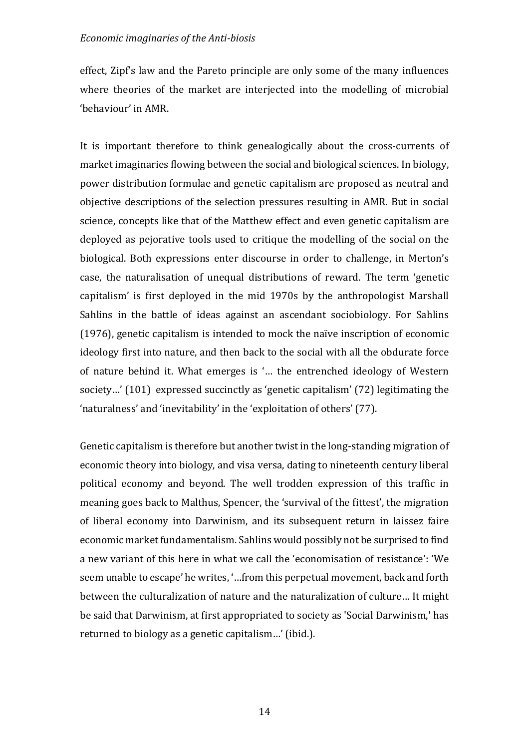effect, Zipf's law and the Pareto principle are only some of the many influences where theories of the market are interjected into the modelling of microbial 'behaviour' in AMR.

It is important therefore to think genealogically about the cross-currents of market imaginaries flowing between the social and biological sciences. In biology, power distribution formulae and genetic capitalism are proposed as neutral and objective descriptions of the selection pressures resulting in AMR. But in social science, concepts like that of the Matthew effect and even genetic capitalism are deployed as pejorative tools used to critique the modelling of the social on the biological. Both expressions enter discourse in order to challenge, in Merton's case, the naturalisation of unequal distributions of reward. The term 'genetic capitalism' is first deployed in the mid 1970s by the anthropologist Marshall Sahlins in the battle of ideas against an ascendant sociobiology. For Sahlins (1976), genetic capitalism is intended to mock the naïve inscription of economic ideology first into nature, and then back to the social with all the obdurate force of nature behind it. What emerges is '… the entrenched ideology of Western society…' (101) expressed succinctly as 'genetic capitalism' (72) legitimating the 'naturalness' and 'inevitability' in the 'exploitation of others' (77).

Genetic capitalism is therefore but another twist in the long-standing migration of economic theory into biology, and visa versa, dating to nineteenth century liberal political economy and beyond. The well trodden expression of this traffic in meaning goes back to Malthus, Spencer, the 'survival of the fittest', the migration of liberal economy into Darwinism, and its subsequent return in laissez faire economic market fundamentalism. Sahlins would possibly not be surprised to find a new variant of this here in what we call the 'economisation of resistance': 'We seem unable to escape' he writes, '…from this perpetual movement, back and forth between the culturalization of nature and the naturalization of culture… It might be said that Darwinism, at first appropriated to society as 'Social Darwinism,' has returned to biology as a genetic capitalism…' (ibid.).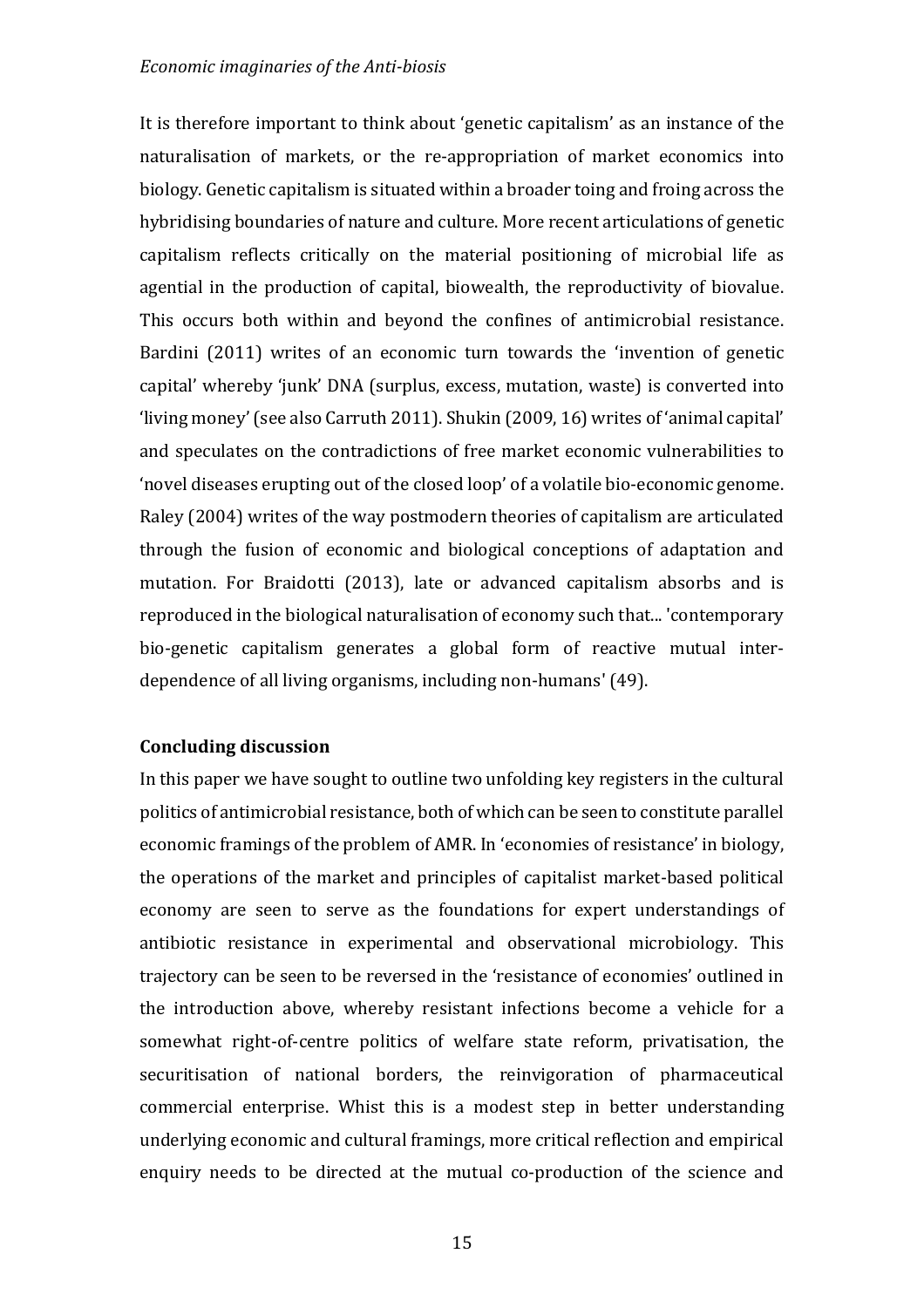It is therefore important to think about 'genetic capitalism' as an instance of the naturalisation of markets, or the re-appropriation of market economics into biology. Genetic capitalism is situated within a broader toing and froing across the hybridising boundaries of nature and culture. More recent articulations of genetic capitalism reflects critically on the material positioning of microbial life as agential in the production of capital, biowealth, the reproductivity of biovalue. This occurs both within and beyond the confines of antimicrobial resistance. Bardini (2011) writes of an economic turn towards the 'invention of genetic capital' whereby 'junk' DNA (surplus, excess, mutation, waste) is converted into 'living money' (see also Carruth 2011). Shukin (2009, 16) writes of 'animal capital' and speculates on the contradictions of free market economic vulnerabilities to 'novel diseases erupting out of the closed loop' of a volatile bio-economic genome. Raley (2004) writes of the way postmodern theories of capitalism are articulated through the fusion of economic and biological conceptions of adaptation and mutation. For Braidotti (2013), late or advanced capitalism absorbs and is reproduced in the biological naturalisation of economy such that... 'contemporary bio-genetic capitalism generates a global form of reactive mutual inter-dependence of all living organisms, including non-humans' (49).

## Concluding discussion

In this paper we have sought to outline two unfolding key registers in the cultural politics of antimicrobial resistance, both of which can be seen to constitute parallel economic framings of the problem of AMR. In 'economies of resistance' in biology, the operations of the market and principles of capitalist market-based political economy are seen to serve as the foundations for expert understandings of antibiotic resistance in experimental and observational microbiology. This trajectory can be seen to be reversed in the 'resistance of economies' outlined in the introduction above, whereby resistant infections become a vehicle for a somewhat right-of-centre politics of welfare state reform, privatisation, the securitisation of national borders, the reinvigoration of pharmaceutical commercial enterprise. Whist this is a modest step in better understanding underlying economic and cultural framings, more critical reflection and empirical enquiry needs to be directed at the mutual co-production of the science and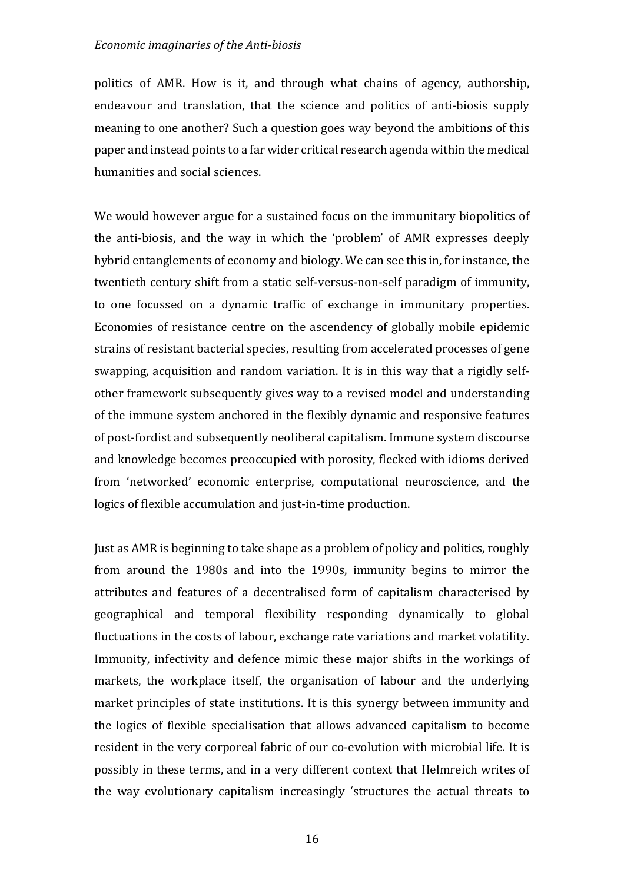politics of AMR. How is it, and through what chains of agency, authorship, endeavour and translation, that the science and politics of anti-biosis supply meaning to one another? Such a question goes way beyond the ambitions of this paper and instead points to a far wider critical research agenda within the medical humanities and social sciences.

We would however argue for a sustained focus on the immunitary biopolitics of the anti-biosis, and the way in which the 'problem' of AMR expresses deeply hybrid entanglements of economy and biology. We can see this in, for instance, the twentieth century shift from a static self-versus-non-self paradigm of immunity, to one focussed on a dynamic traffic of exchange in immunitary properties. Economies of resistance centre on the ascendency of globally mobile epidemic strains of resistant bacterial species, resulting from accelerated processes of gene swapping, acquisition and random variation. It is in this way that a rigidly self-other framework subsequently gives way to a revised model and understanding of the immune system anchored in the flexibly dynamic and responsive features of post-fordist and subsequently neoliberal capitalism. Immune system discourse and knowledge becomes preoccupied with porosity, flecked with idioms derived from 'networked' economic enterprise, computational neuroscience, and the logics of flexible accumulation and just-in-time production.

Just as AMR is beginning to take shape as a problem of policy and politics, roughly from around the 1980s and into the 1990s, immunity begins to mirror the attributes and features of a decentralised form of capitalism characterised by geographical and temporal flexibility responding dynamically to global fluctuations in the costs of labour, exchange rate variations and market volatility. Immunity, infectivity and defence mimic these major shifts in the workings of markets, the workplace itself, the organisation of labour and the underlying market principles of state institutions. It is this synergy between immunity and the logics of flexible specialisation that allows advanced capitalism to become resident in the very corporeal fabric of our co-evolution with microbial life. It is possibly in these terms, and in a very different context that Helmreich writes of the way evolutionary capitalism increasingly 'structures the actual threats to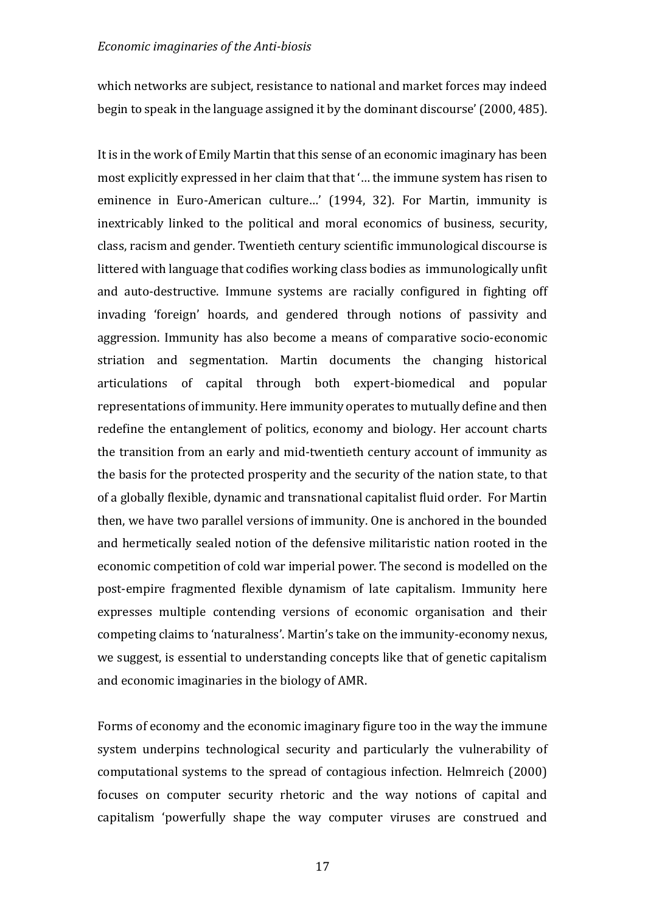which networks are subject, resistance to national and market forces may indeed begin to speak in the language assigned it by the dominant discourse' (2000, 485).

It is in the work of Emily Martin that this sense of an economic imaginary has been most explicitly expressed in her claim that that '… the immune system has risen to eminence in Euro-American culture…' (1994, 32). For Martin, immunity is inextricably linked to the political and moral economics of business, security, class, racism and gender. Twentieth century scientific immunological discourse is littered with language that codifies working class bodies as immunologically unfit and auto-destructive. Immune systems are racially configured in fighting off invading 'foreign' hoards, and gendered through notions of passivity and aggression. Immunity has also become a means of comparative socio-economic striation and segmentation. Martin documents the changing historical articulations of capital through both expert-biomedical and popular representations of immunity. Here immunity operates to mutually define and then redefine the entanglement of politics, economy and biology. Her account charts the transition from an early and mid-twentieth century account of immunity as the basis for the protected prosperity and the security of the nation state, to that of a globally flexible, dynamic and transnational capitalist fluid order. For Martin then, we have two parallel versions of immunity. One is anchored in the bounded and hermetically sealed notion of the defensive militaristic nation rooted in the economic competition of cold war imperial power. The second is modelled on the post-empire fragmented flexible dynamism of late capitalism. Immunity here expresses multiple contending versions of economic organisation and their competing claims to 'naturalness'. Martin's take on the immunity-economy nexus, we suggest, is essential to understanding concepts like that of genetic capitalism and economic imaginaries in the biology of AMR.

Forms of economy and the economic imaginary figure too in the way the immune system underpins technological security and particularly the vulnerability of computational systems to the spread of contagious infection. Helmreich (2000) focuses on computer security rhetoric and the way notions of capital and capitalism 'powerfully shape the way computer viruses are construed and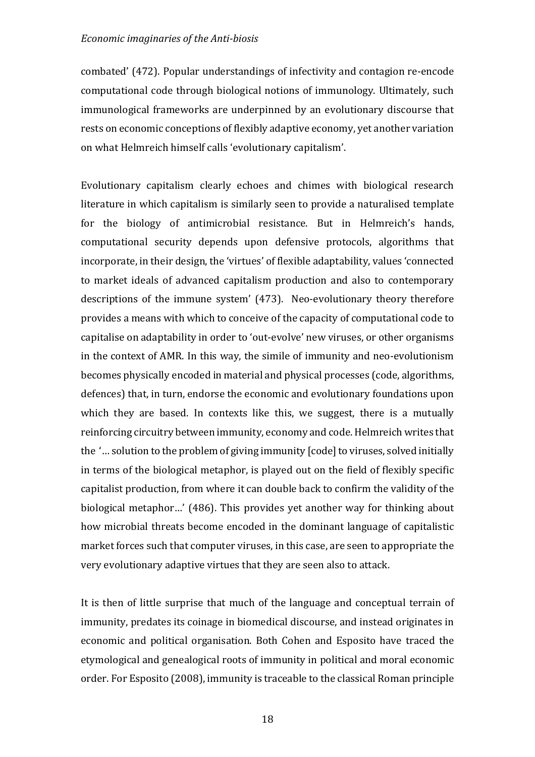combated' (472). Popular understandings of infectivity and contagion re-encode computational code through biological notions of immunology. Ultimately, such immunological frameworks are underpinned by an evolutionary discourse that rests on economic conceptions of flexibly adaptive economy, yet another variation on what Helmreich himself calls 'evolutionary capitalism'.

Evolutionary capitalism clearly echoes and chimes with biological research literature in which capitalism is similarly seen to provide a naturalised template for the biology of antimicrobial resistance. But in Helmreich's hands, computational security depends upon defensive protocols, algorithms that incorporate, in their design, the 'virtues' of flexible adaptability, values 'connected to market ideals of advanced capitalism production and also to contemporary descriptions of the immune system' (473). Neo-evolutionary theory therefore provides a means with which to conceive of the capacity of computational code to capitalise on adaptability in order to 'out-evolve' new viruses, or other organisms in the context of AMR. In this way, the simile of immunity and neo-evolutionism becomes physically encoded in material and physical processes (code, algorithms, defences) that, in turn, endorse the economic and evolutionary foundations upon which they are based. In contexts like this, we suggest, there is a mutually reinforcing circuitry between immunity, economy and code. Helmreich writes that the '… solution to the problem of giving immunity [code] to viruses, solved initially in terms of the biological metaphor, is played out on the field of flexibly specific capitalist production, from where it can double back to confirm the validity of the biological metaphor…' (486). This provides yet another way for thinking about how microbial threats become encoded in the dominant language of capitalistic market forces such that computer viruses, in this case, are seen to appropriate the very evolutionary adaptive virtues that they are seen also to attack.

It is then of little surprise that much of the language and conceptual terrain of immunity, predates its coinage in biomedical discourse, and instead originates in economic and political organisation. Both Cohen and Esposito have traced the etymological and genealogical roots of immunity in political and moral economic order. For Esposito (2008), immunity is traceable to the classical Roman principle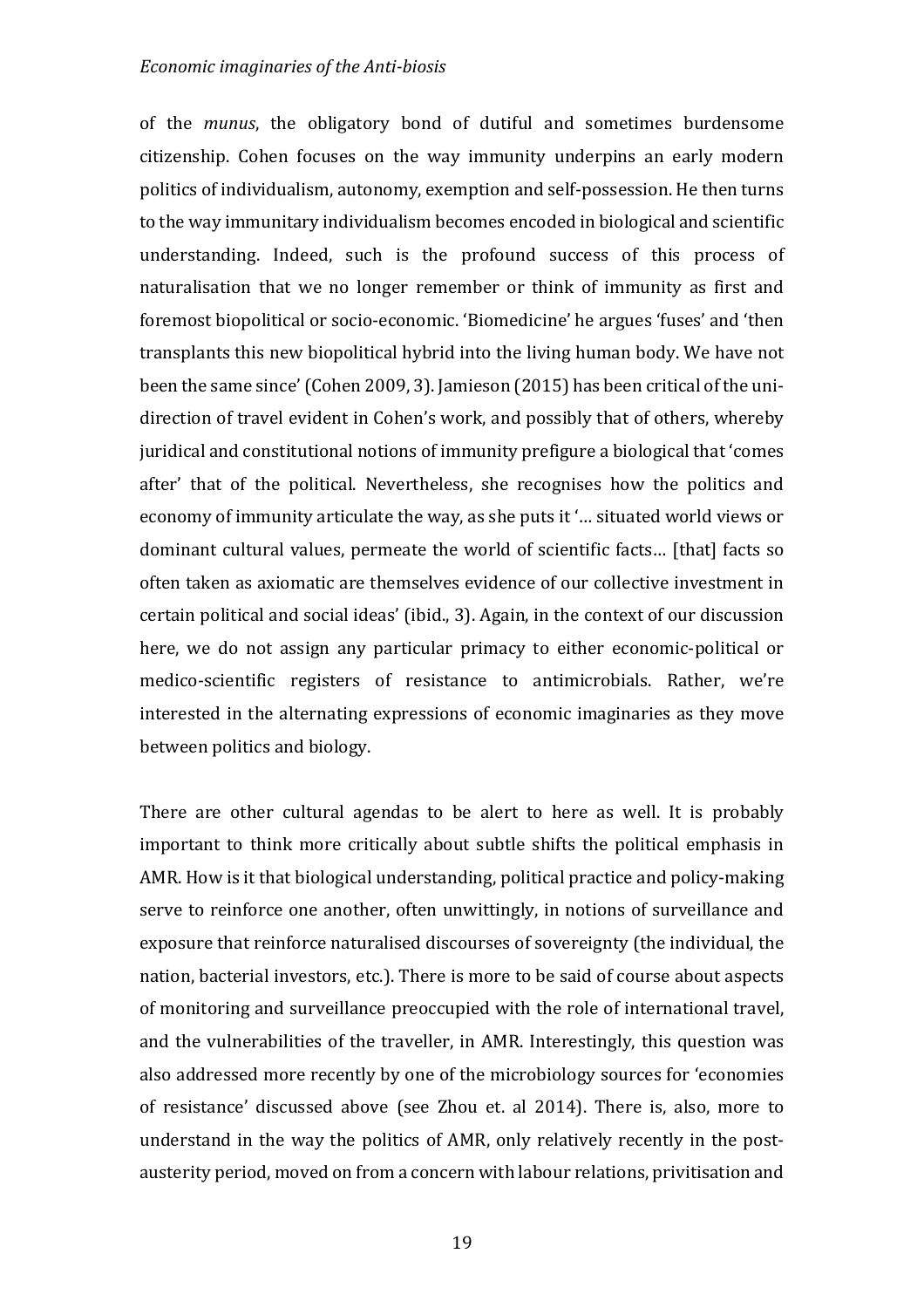of the *munus*, the obligatory bond of dutiful and sometimes burdensome citizenship. Cohen focuses on the way immunity underpins an early modern politics of individualism, autonomy, exemption and self-possession. He then turns to the way immunitary individualism becomes encoded in biological and scientific understanding. Indeed, such is the profound success of this process of naturalisation that we no longer remember or think of immunity as first and foremost biopolitical or socio-economic. 'Biomedicine' he argues 'fuses' and 'then transplants this new biopolitical hybrid into the living human body. We have not been the same since' (Cohen 2009, 3). Jamieson (2015) has been critical of the uni-direction of travel evident in Cohen's work, and possibly that of others, whereby juridical and constitutional notions of immunity prefigure a biological that 'comes after' that of the political. Nevertheless, she recognises how the politics and economy of immunity articulate the way, as she puts it '… situated world views or dominant cultural values, permeate the world of scientific facts… [that] facts so often taken as axiomatic are themselves evidence of our collective investment in certain political and social ideas' (ibid., 3). Again, in the context of our discussion here, we do not assign any particular primacy to either economic-political or medico-scientific registers of resistance to antimicrobials. Rather, we're interested in the alternating expressions of economic imaginaries as they move between politics and biology.

There are other cultural agendas to be alert to here as well. It is probably important to think more critically about subtle shifts the political emphasis in AMR. How is it that biological understanding, political practice and policy-making serve to reinforce one another, often unwittingly, in notions of surveillance and exposure that reinforce naturalised discourses of sovereignty (the individual, the nation, bacterial investors, etc.). There is more to be said of course about aspects of monitoring and surveillance preoccupied with the role of international travel, and the vulnerabilities of the traveller, in AMR. Interestingly, this question was also addressed more recently by one of the microbiology sources for 'economies of resistance' discussed above (see Zhou et. al 2014). There is, also, more to understand in the way the politics of AMR, only relatively recently in the post-austerity period, moved on from a concern with labour relations, privitisation and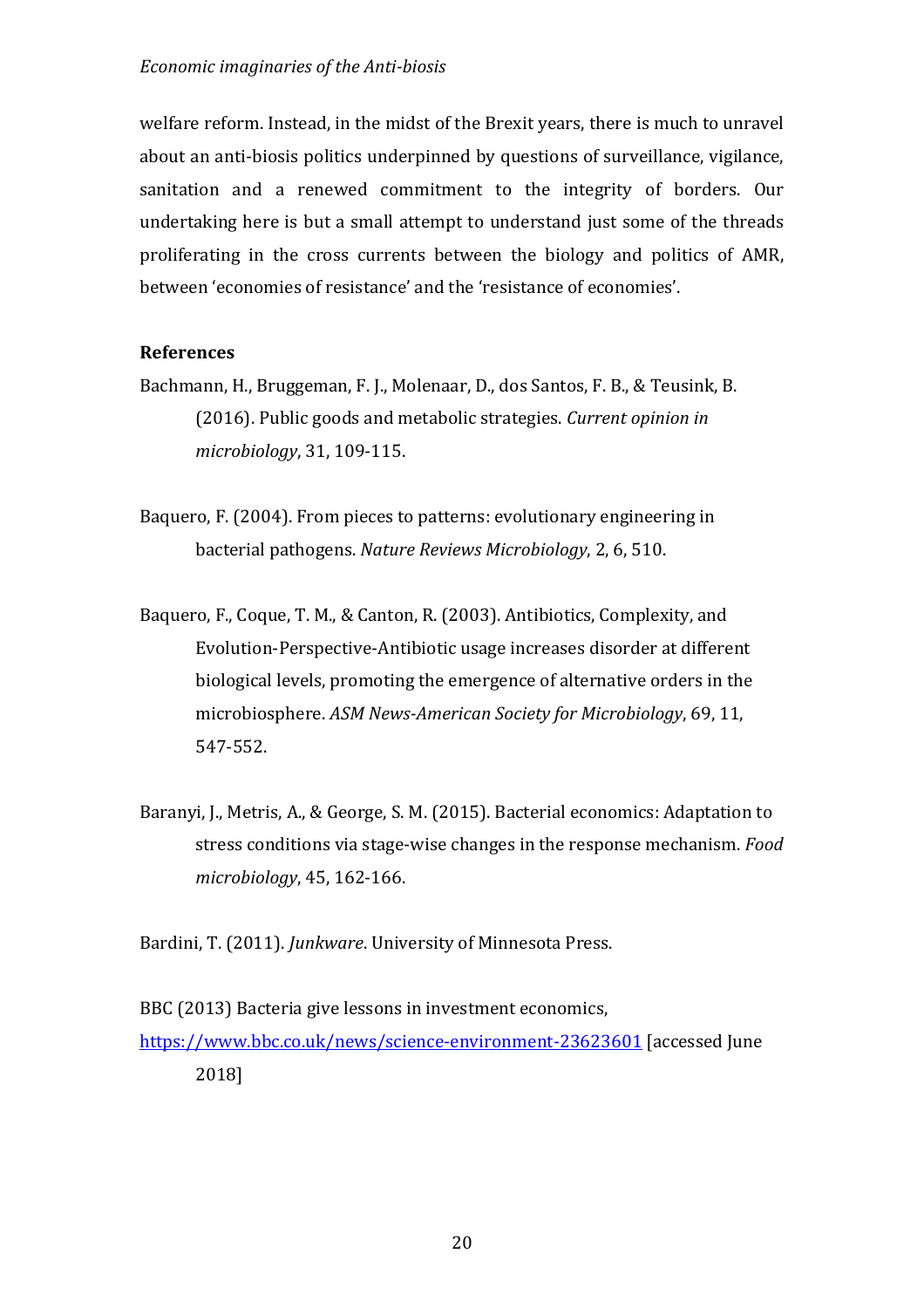welfare reform. Instead, in the midst of the Brexit years, there is much to unravel about an anti-biosis politics underpinned by questions of surveillance, vigilance, sanitation and a renewed commitment to the integrity of borders. Our undertaking here is but a small attempt to understand just some of the threads proliferating in the cross currents between the biology and politics of AMR, between 'economies of resistance' and the 'resistance of economies'.

**References**

Bachmann, H., Bruggeman, F. J., Molenaar, D., dos Santos, F. B., & Teusink, B. (2016). Public goods and metabolic strategies. *Current opinion in microbiology*, 31, 109-115.

Baquero, F. (2004). From pieces to patterns: evolutionary engineering in bacterial pathogens. *Nature Reviews Microbiology*, 2, 6, 510.

Baquero, F., Coque, T. M., & Canton, R. (2003). Antibiotics, Complexity, and Evolution-Perspective-Antibiotic usage increases disorder at different biological levels, promoting the emergence of alternative orders in the microbiosphere. *ASM News-American Society for Microbiology*, 69, 11, 547-552.

Baranyi, J., Metris, A., & George, S. M. (2015). Bacterial economics: Adaptation to stress conditions via stage-wise changes in the response mechanism. *Food microbiology*, 45, 162-166.

Bardini, T. (2011). *Junkware*. University of Minnesota Press.

BBC (2013) Bacteria give lessons in investment economics, https://www.bbc.co.uk/news/science-environment-23623601 [accessed June 2018]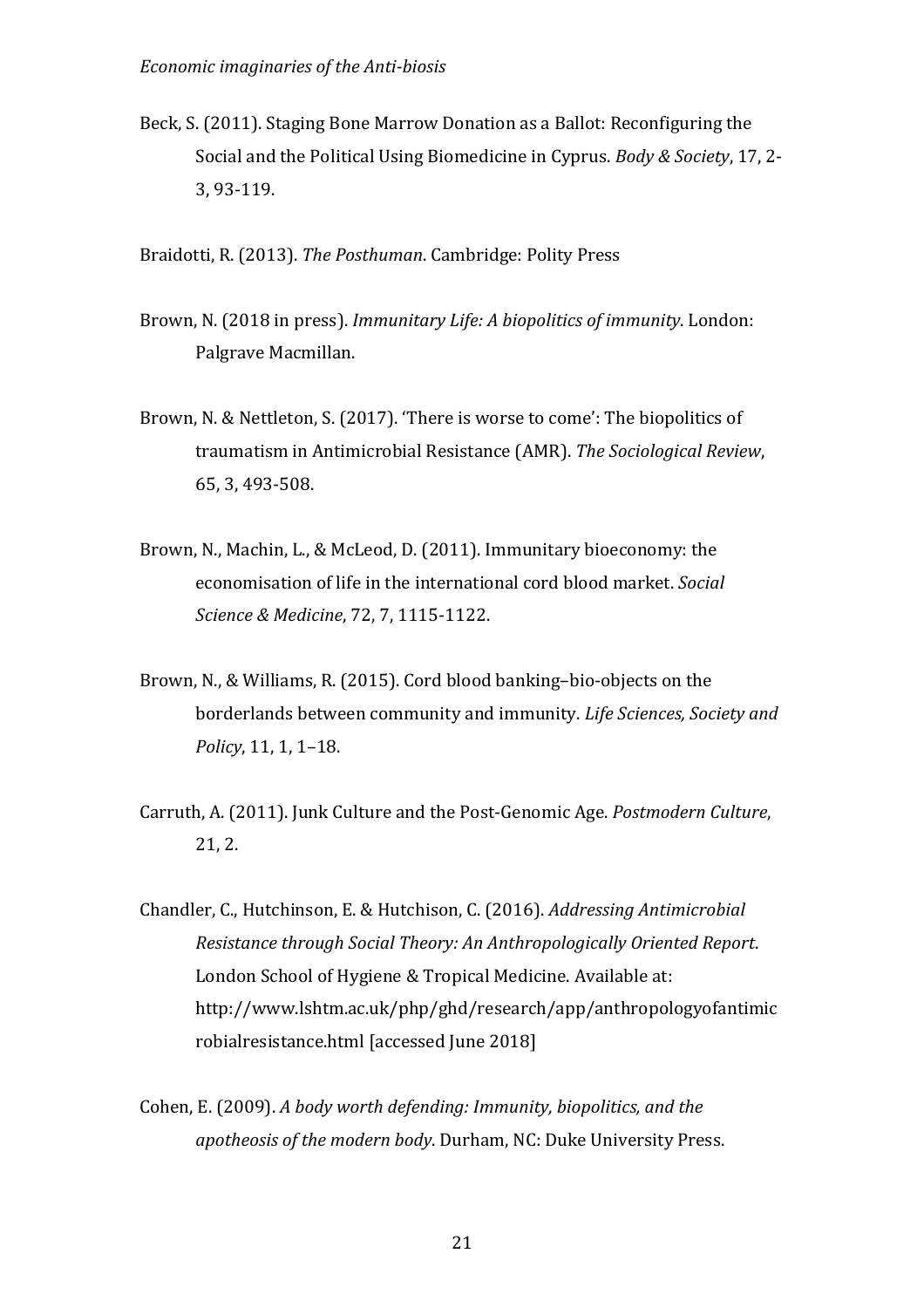Beck, S. (2011). Staging Bone Marrow Donation as a Ballot: Reconfiguring the Social and the Political Using Biomedicine in Cyprus. *Body & Society*, 17, 2-3, 93-119.

Braidotti, R. (2013). *The Posthuman*. Cambridge: Polity Press

Brown, N. (2018 in press). *Immunitary Life: A biopolitics of immunity*. London: Palgrave Macmillan.

Brown, N. & Nettleton, S. (2017). 'There is worse to come': The biopolitics of traumatism in Antimicrobial Resistance (AMR). *The Sociological Review*, 65, 3, 493-508.

Brown, N., Machin, L., & McLeod, D. (2011). Immunitary bioeconomy: the economisation of life in the international cord blood market. *Social Science & Medicine*, 72, 7, 1115-1122.

Brown, N., & Williams, R. (2015). Cord blood banking–bio-objects on the borderlands between community and immunity. *Life Sciences, Society and Policy*, 11, 1, 1–18.

Carruth, A. (2011). Junk Culture and the Post-Genomic Age. *Postmodern Culture*, 21, 2.

Chandler, C., Hutchinson, E. & Hutchison, C. (2016). *Addressing Antimicrobial Resistance through Social Theory: An Anthropologically Oriented Report*. London School of Hygiene & Tropical Medicine. Available at: http://www.lshtm.ac.uk/php/ghd/research/app/anthropologyofantimicrobialresistance.html [accessed June 2018]

Cohen, E. (2009). *A body worth defending: Immunity, biopolitics, and the apotheosis of the modern body*. Durham, NC: Duke University Press.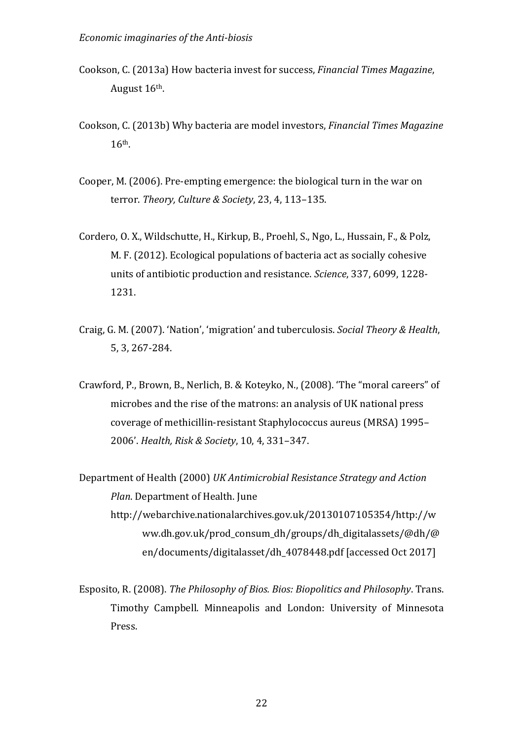Cookson, C. (2013a) How bacteria invest for success, *Financial Times Magazine*, August 16th.

Cookson, C. (2013b) Why bacteria are model investors, *Financial Times Magazine* 16th.

Cooper, M. (2006). Pre-empting emergence: the biological turn in the war on terror. *Theory, Culture & Society*, 23, 4, 113–135.

Cordero, O. X., Wildschutte, H., Kirkup, B., Proehl, S., Ngo, L., Hussain, F., & Polz, M. F. (2012). Ecological populations of bacteria act as socially cohesive units of antibiotic production and resistance. *Science*, 337, 6099, 1228-1231.

Craig, G. M. (2007). 'Nation', 'migration' and tuberculosis. *Social Theory & Health*, 5, 3, 267-284.

Crawford, P., Brown, B., Nerlich, B. & Koteyko, N., (2008). 'The "moral careers" of microbes and the rise of the matrons: an analysis of UK national press coverage of methicillin-resistant Staphylococcus aureus (MRSA) 1995–2006'. *Health, Risk & Society*, 10, 4, 331–347.

Department of Health (2000) *UK Antimicrobial Resistance Strategy and Action Plan*. Department of Health. June http://webarchive.nationalarchives.gov.uk/20130107105354/http://www.dh.gov.uk/prod_consum_dh/groups/dh_digitalassets/@dh/@en/documents/digitalasset/dh_4078448.pdf [accessed Oct 2017]

Esposito, R. (2008). *The Philosophy of Bios. Bios: Biopolitics and Philosophy*. Trans. Timothy Campbell. Minneapolis and London: University of Minnesota Press.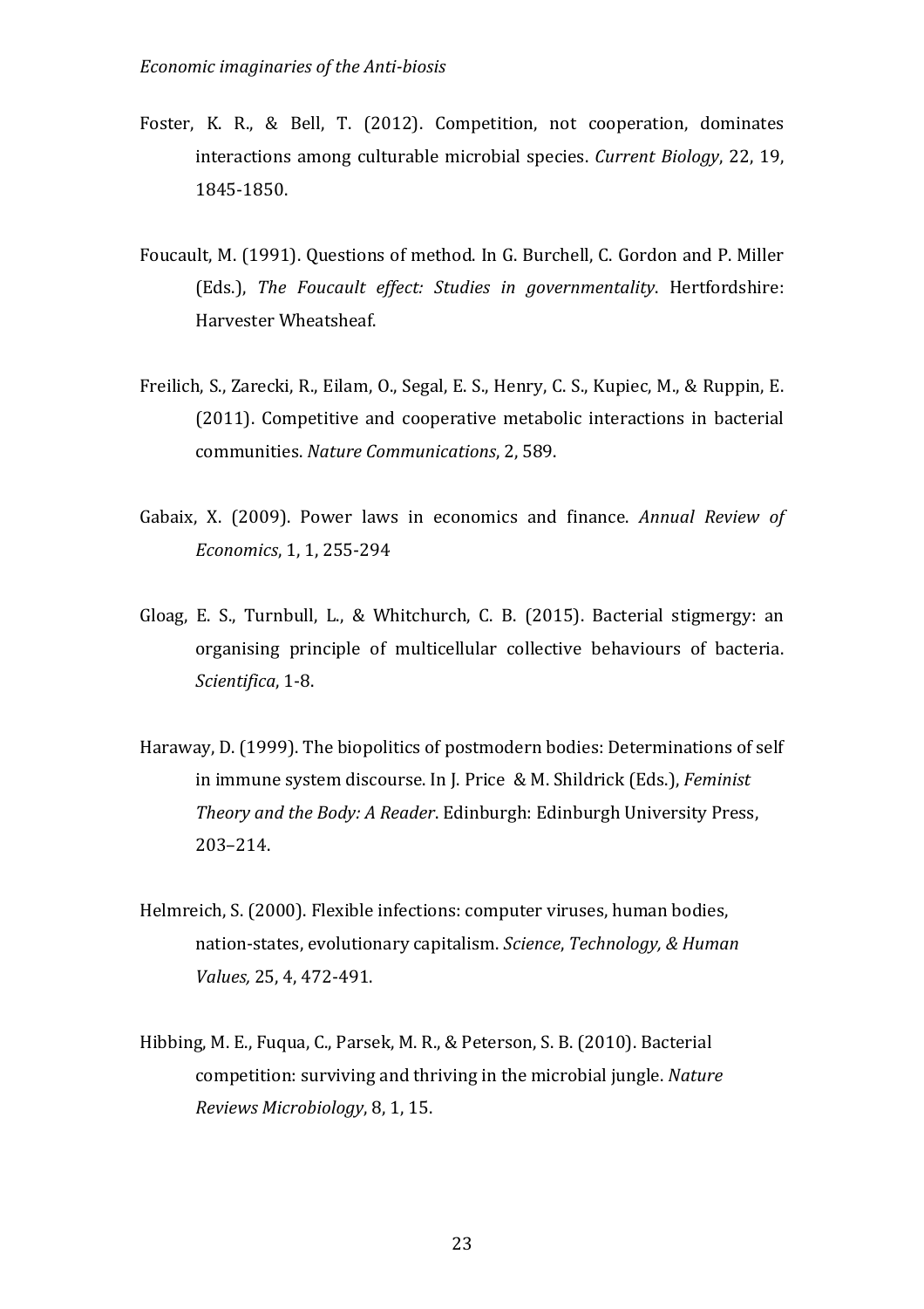Foster, K. R., & Bell, T. (2012). Competition, not cooperation, dominates interactions among culturable microbial species. *Current Biology*, 22, 19, 1845-1850.

Foucault, M. (1991). Questions of method. In G. Burchell, C. Gordon and P. Miller (Eds.), *The Foucault effect: Studies in governmentality*. Hertfordshire: Harvester Wheatsheaf.

Freilich, S., Zarecki, R., Eilam, O., Segal, E. S., Henry, C. S., Kupiec, M., & Ruppin, E. (2011). Competitive and cooperative metabolic interactions in bacterial communities. *Nature Communications*, 2, 589.

Gabaix, X. (2009). Power laws in economics and finance. *Annual Review of Economics*, 1, 1, 255-294

Gloag, E. S., Turnbull, L., & Whitchurch, C. B. (2015). Bacterial stigmergy: an organising principle of multicellular collective behaviours of bacteria. *Scientifica*, 1-8.

Haraway, D. (1999). The biopolitics of postmodern bodies: Determinations of self in immune system discourse. In J. Price & M. Shildrick (Eds.), *Feminist Theory and the Body: A Reader*. Edinburgh: Edinburgh University Press, 203–214.

Helmreich, S. (2000). Flexible infections: computer viruses, human bodies, nation-states, evolutionary capitalism. *Science, Technology, & Human Values,* 25, 4, 472-491.

Hibbing, M. E., Fuqua, C., Parsek, M. R., & Peterson, S. B. (2010). Bacterial competition: surviving and thriving in the microbial jungle. *Nature Reviews Microbiology*, 8, 1, 15.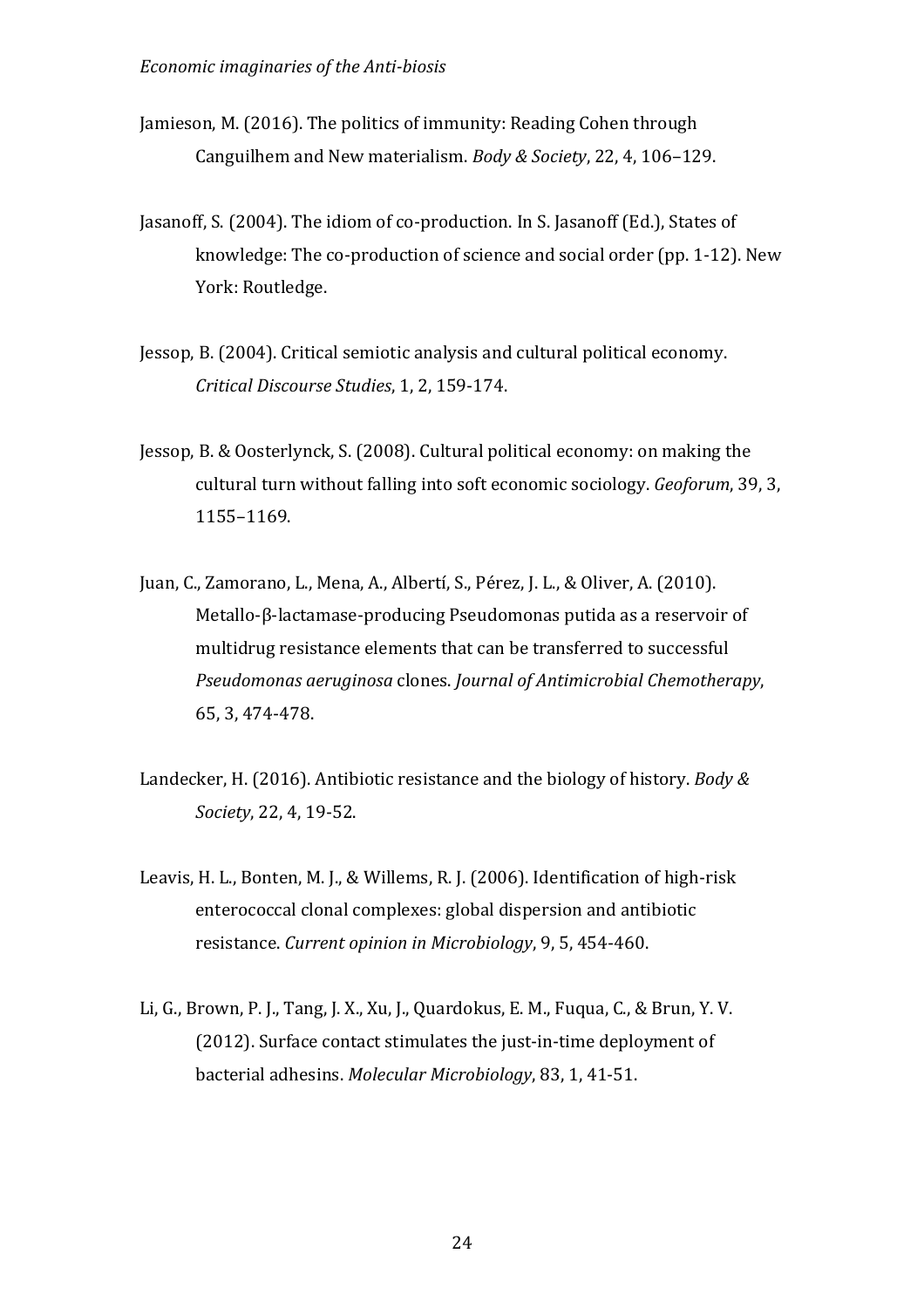Jamieson, M. (2016). The politics of immunity: Reading Cohen through Canguilhem and New materialism. *Body & Society*, 22, 4, 106–129.

Jasanoff, S. (2004). The idiom of co-production. In S. Jasanoff (Ed.), States of knowledge: The co-production of science and social order (pp. 1-12). New York: Routledge.

Jessop, B. (2004). Critical semiotic analysis and cultural political economy. *Critical Discourse Studies*, 1, 2, 159-174.

Jessop, B. & Oosterlynck, S. (2008). Cultural political economy: on making the cultural turn without falling into soft economic sociology. *Geoforum*, 39, 3, 1155–1169.

Juan, C., Zamorano, L., Mena, A., Albertí, S., Pérez, J. L., & Oliver, A. (2010). Metallo-β-lactamase-producing Pseudomonas putida as a reservoir of multidrug resistance elements that can be transferred to successful *Pseudomonas aeruginosa* clones. *Journal of Antimicrobial Chemotherapy*, 65, 3, 474-478.

Landecker, H. (2016). Antibiotic resistance and the biology of history. *Body & Society*, 22, 4, 19-52.

Leavis, H. L., Bonten, M. J., & Willems, R. J. (2006). Identification of high-risk enterococcal clonal complexes: global dispersion and antibiotic resistance. *Current opinion in Microbiology*, 9, 5, 454-460.

Li, G., Brown, P. J., Tang, J. X., Xu, J., Quardokus, E. M., Fuqua, C., & Brun, Y. V. (2012). Surface contact stimulates the just-in-time deployment of bacterial adhesins. *Molecular Microbiology*, 83, 1, 41-51.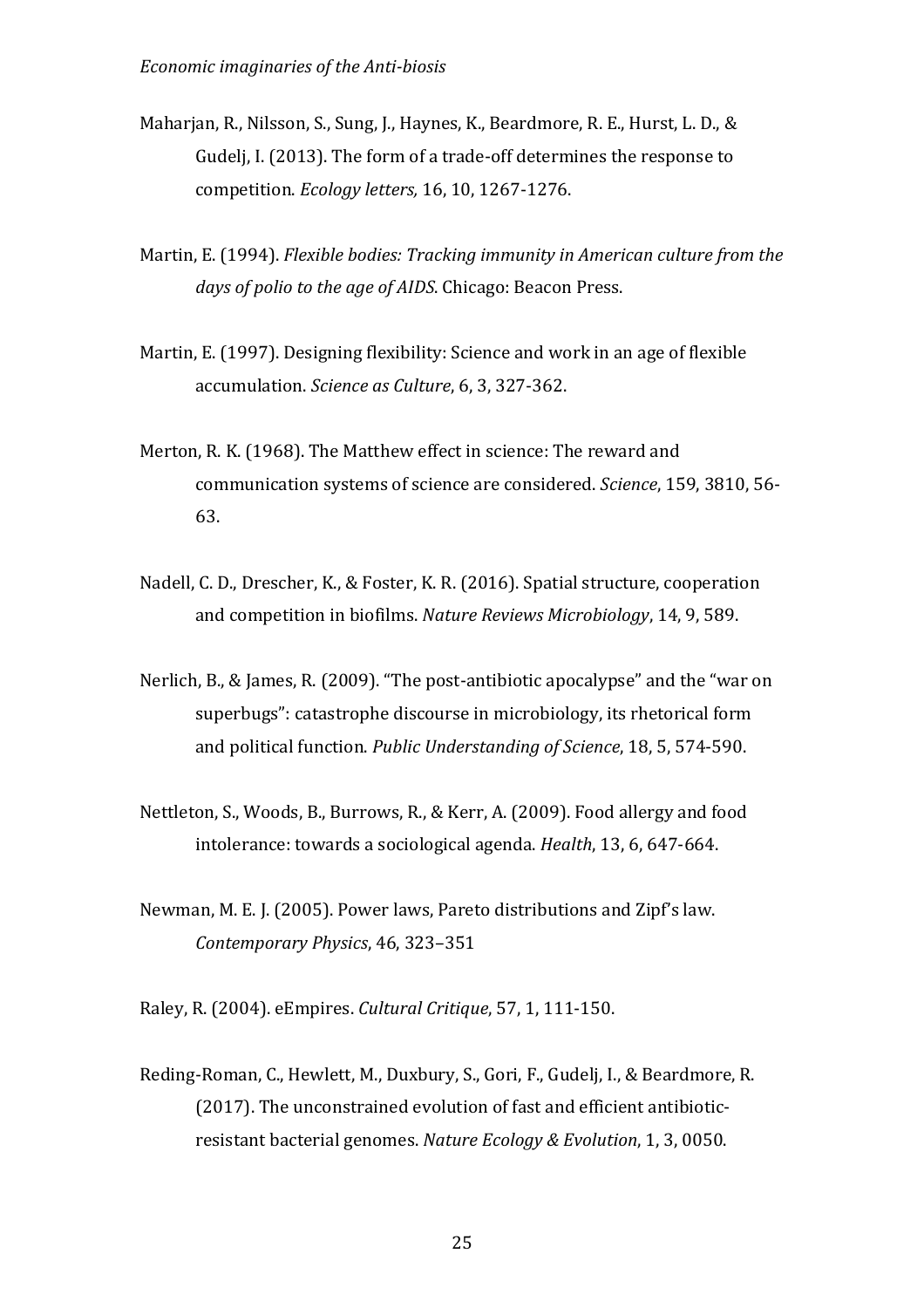Maharjan, R., Nilsson, S., Sung, J., Haynes, K., Beardmore, R. E., Hurst, L. D., & Gudelj, I. (2013). The form of a trade-off determines the response to competition. *Ecology letters,* 16, 10, 1267-1276.

Martin, E. (1994). *Flexible bodies: Tracking immunity in American culture from the days of polio to the age of AIDS*. Chicago: Beacon Press.

Martin, E. (1997). Designing flexibility: Science and work in an age of flexible accumulation. *Science as Culture*, 6, 3, 327-362.

Merton, R. K. (1968). The Matthew effect in science: The reward and communication systems of science are considered. *Science*, 159, 3810, 56-63.

Nadell, C. D., Drescher, K., & Foster, K. R. (2016). Spatial structure, cooperation and competition in biofilms. *Nature Reviews Microbiology*, 14, 9, 589.

Nerlich, B., & James, R. (2009). "The post-antibiotic apocalypse" and the "war on superbugs": catastrophe discourse in microbiology, its rhetorical form and political function. *Public Understanding of Science*, 18, 5, 574-590.

Nettleton, S., Woods, B., Burrows, R., & Kerr, A. (2009). Food allergy and food intolerance: towards a sociological agenda. *Health*, 13, 6, 647-664.

Newman, M. E. J. (2005). Power laws, Pareto distributions and Zipf's law. *Contemporary Physics*, 46, 323–351

Raley, R. (2004). eEmpires. *Cultural Critique*, 57, 1, 111-150.

Reding-Roman, C., Hewlett, M., Duxbury, S., Gori, F., Gudelj, I., & Beardmore, R. (2017). The unconstrained evolution of fast and efficient antibiotic-resistant bacterial genomes. *Nature Ecology & Evolution*, 1, 3, 0050.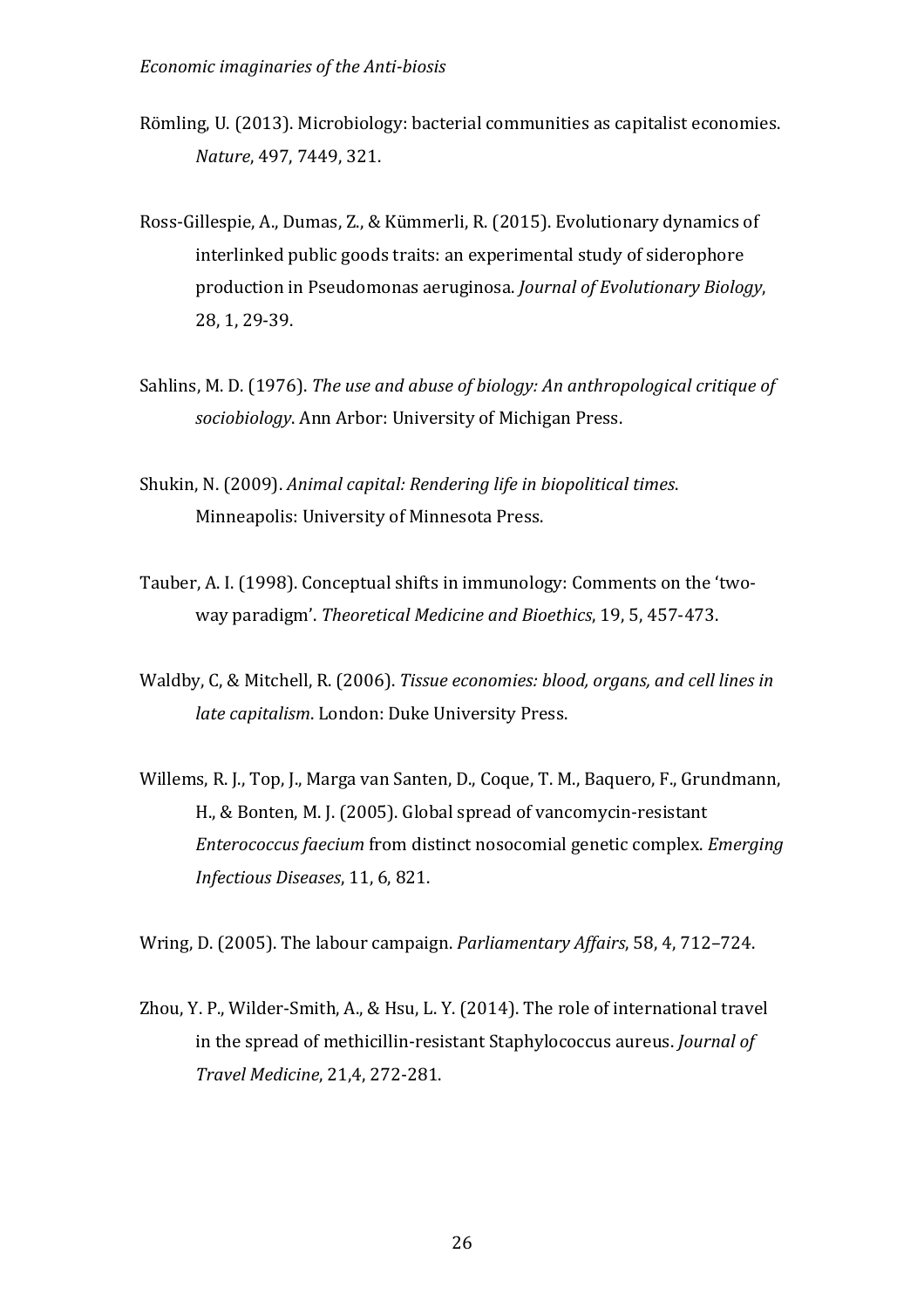Römling, U. (2013). Microbiology: bacterial communities as capitalist economies. *Nature*, 497, 7449, 321.

Ross-Gillespie, A., Dumas, Z., & Kümmerli, R. (2015). Evolutionary dynamics of interlinked public goods traits: an experimental study of siderophore production in Pseudomonas aeruginosa. *Journal of Evolutionary Biology*, 28, 1, 29-39.

Sahlins, M. D. (1976). *The use and abuse of biology: An anthropological critique of sociobiology*. Ann Arbor: University of Michigan Press.

Shukin, N. (2009). *Animal capital: Rendering life in biopolitical times*. Minneapolis: University of Minnesota Press.

Tauber, A. I. (1998). Conceptual shifts in immunology: Comments on the 'two-way paradigm'. *Theoretical Medicine and Bioethics*, 19, 5, 457-473.

Waldby, C, & Mitchell, R. (2006). *Tissue economies: blood, organs, and cell lines in late capitalism*. London: Duke University Press.

Willems, R. J., Top, J., Marga van Santen, D., Coque, T. M., Baquero, F., Grundmann, H., & Bonten, M. J. (2005). Global spread of vancomycin-resistant *Enterococcus faecium* from distinct nosocomial genetic complex. *Emerging Infectious Diseases*, 11, 6, 821.

Wring, D. (2005). The labour campaign. *Parliamentary Affairs*, 58, 4, 712–724.

Zhou, Y. P., Wilder-Smith, A., & Hsu, L. Y. (2014). The role of international travel in the spread of methicillin-resistant Staphylococcus aureus. *Journal of Travel Medicine*, 21,4, 272-281.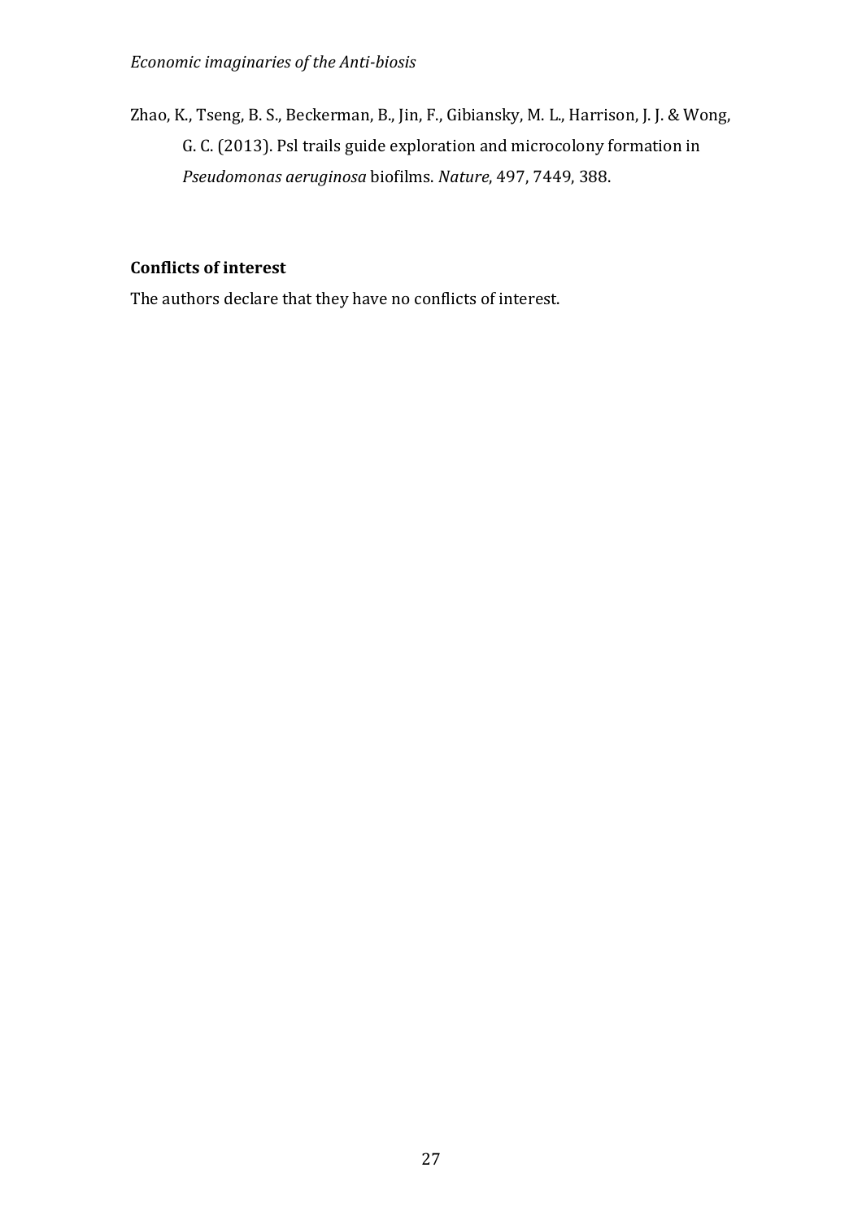Zhao, K., Tseng, B. S., Beckerman, B., Jin, F., Gibiansky, M. L., Harrison, J. J. & Wong, G. C. (2013). Psl trails guide exploration and microcolony formation in *Pseudomonas aeruginosa* biofilms. *Nature*, 497, 7449, 388.

**Conflicts of interest**

The authors declare that they have no conflicts of interest.